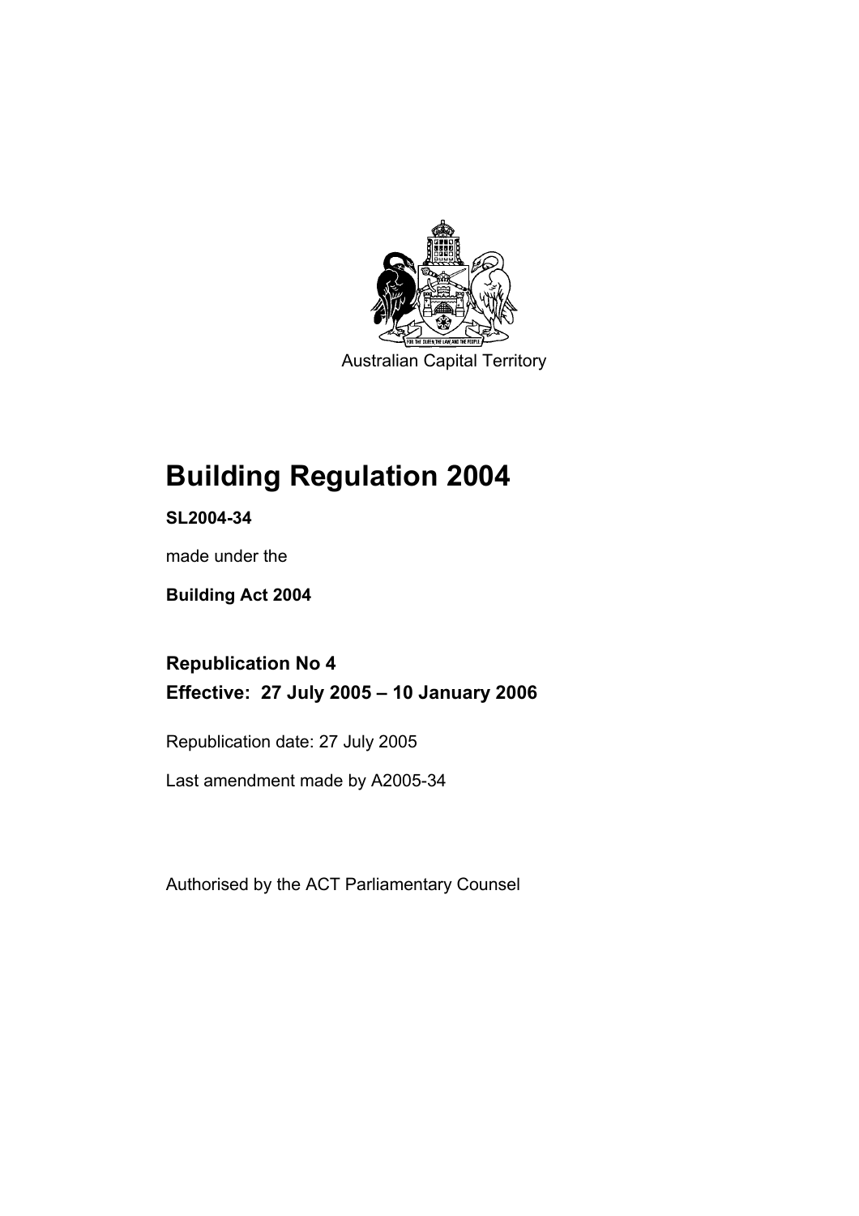Australian Capital Territory

# Building Regulation 2004

**SL2004-34**

made under the

**Building Act 2004**

## Republication No 4

## Effective: 27 July 2005 – 10 January 2006

Republication date: 27 July 2005

Last amendment made by A2005-34

Authorised by the ACT Parliamentary Counsel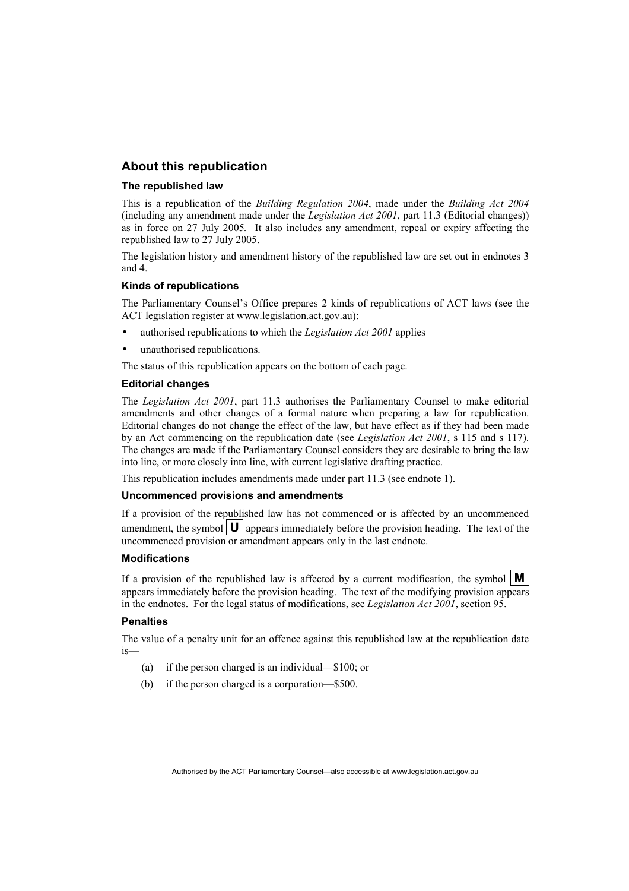## About this republication

### The republished law

This is a republication of the *Building Regulation 2004*, made under the *Building Act 2004* (including any amendment made under the *Legislation Act 2001*, part 11.3 (Editorial changes)) as in force on 27 July 2005*.* It also includes any amendment, repeal or expiry affecting the republished law to 27 July 2005.

The legislation history and amendment history of the republished law are set out in endnotes 3 and 4.

### Kinds of republications

The Parliamentary Counsel's Office prepares 2 kinds of republications of ACT laws (see the ACT legislation register at www.legislation.act.gov.au):

- authorised republications to which the *Legislation Act 2001* applies
- unauthorised republications.

The status of this republication appears on the bottom of each page.

### Editorial changes

The *Legislation Act 2001*, part 11.3 authorises the Parliamentary Counsel to make editorial amendments and other changes of a formal nature when preparing a law for republication. Editorial changes do not change the effect of the law, but have effect as if they had been made by an Act commencing on the republication date (see *Legislation Act 2001*, s 115 and s 117). The changes are made if the Parliamentary Counsel considers they are desirable to bring the law into line, or more closely into line, with current legislative drafting practice.

This republication includes amendments made under part 11.3 (see endnote 1).

### Uncommenced provisions and amendments

If a provision of the republished law has not commenced or is affected by an uncommenced amendment, the symbol **U** appears immediately before the provision heading. The text of the uncommenced provision or amendment appears only in the last endnote.

### Modifications

If a provision of the republished law is affected by a current modification, the symbol **M** appears immediately before the provision heading. The text of the modifying provision appears in the endnotes. For the legal status of modifications, see *Legislation Act 2001*, section 95.

### Penalties

The value of a penalty unit for an offence against this republished law at the republication date is—

(a) if the person charged is an individual—$100; or

(b) if the person charged is a corporation—$500.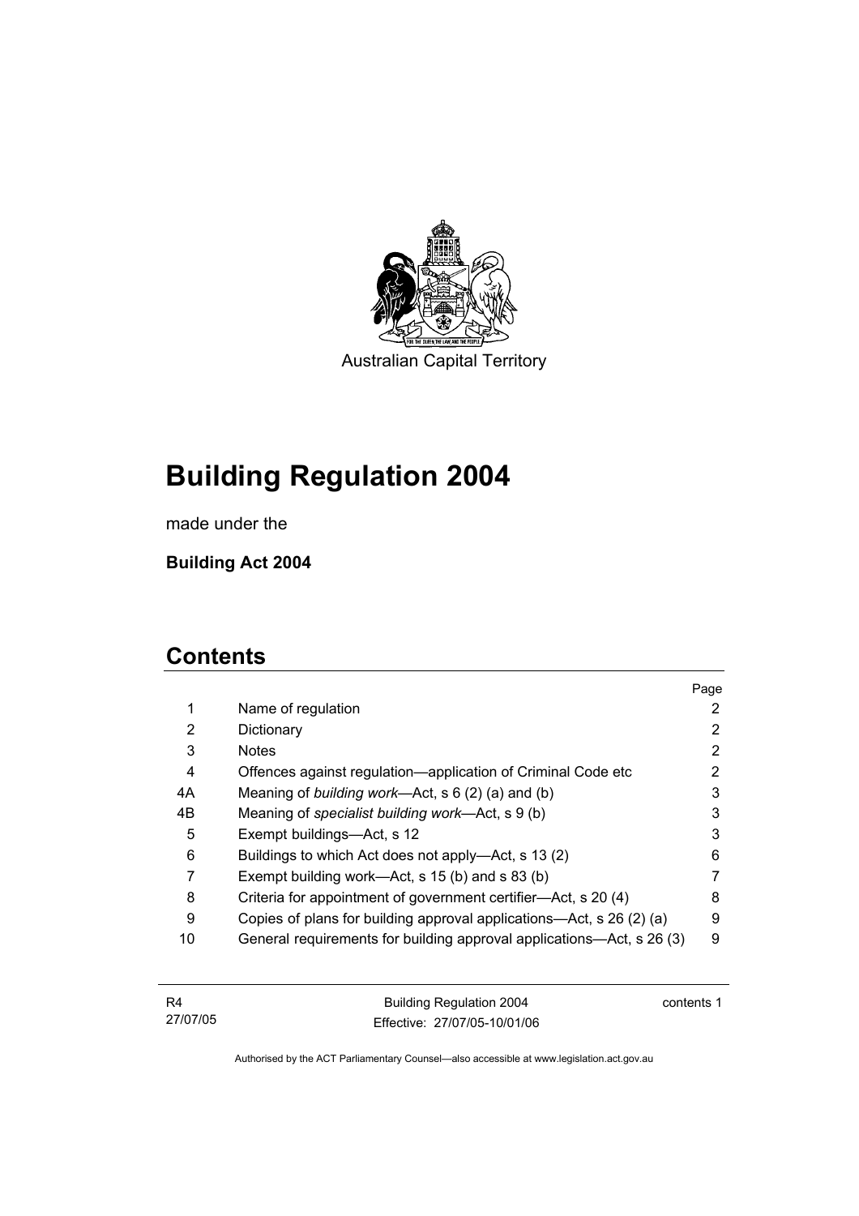Australian Capital Territory

# Building Regulation 2004

made under the

**Building Act 2004**

## Contents

| | | Page |
|---|---|---|
| 1 | Name of regulation | 2 |
| 2 | Dictionary | 2 |
| 3 | Notes | 2 |
| 4 | Offences against regulation—application of Criminal Code etc | 2 |
| 4A | Meaning of *building work*—Act, s 6 (2) (a) and (b) | 3 |
| 4B | Meaning of *specialist building work*—Act, s 9 (b) | 3 |
| 5 | Exempt buildings—Act, s 12 | 3 |
| 6 | Buildings to which Act does not apply—Act, s 13 (2) | 6 |
| 7 | Exempt building work—Act, s 15 (b) and s 83 (b) | 7 |
| 8 | Criteria for appointment of government certifier—Act, s 20 (4) | 8 |
| 9 | Copies of plans for building approval applications—Act, s 26 (2) (a) | 9 |
| 10 | General requirements for building approval applications—Act, s 26 (3) | 9 |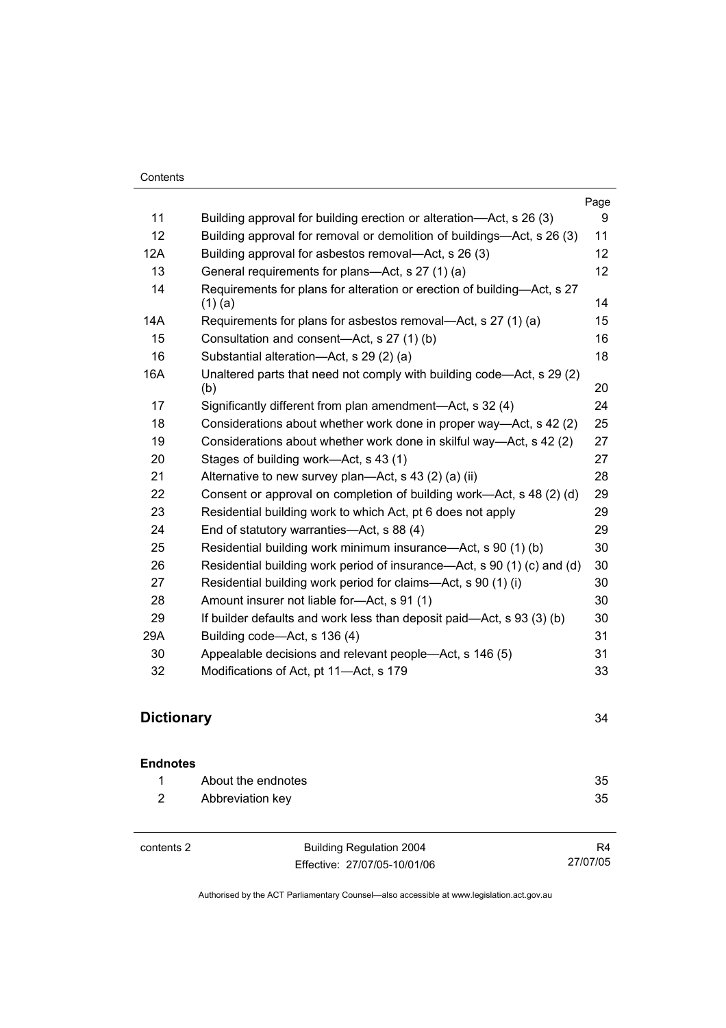| | | Page |
|---|---|---|
| 11 | Building approval for building erection or alteration—Act, s 26 (3) | 9 |
| 12 | Building approval for removal or demolition of buildings—Act, s 26 (3) | 11 |
| 12A | Building approval for asbestos removal—Act, s 26 (3) | 12 |
| 13 | General requirements for plans—Act, s 27 (1) (a) | 12 |
| 14 | Requirements for plans for alteration or erection of building—Act, s 27 (1) (a) | 14 |
| 14A | Requirements for plans for asbestos removal—Act, s 27 (1) (a) | 15 |
| 15 | Consultation and consent—Act, s 27 (1) (b) | 16 |
| 16 | Substantial alteration—Act, s 29 (2) (a) | 18 |
| 16A | Unaltered parts that need not comply with building code—Act, s 29 (2) (b) | 20 |
| 17 | Significantly different from plan amendment—Act, s 32 (4) | 24 |
| 18 | Considerations about whether work done in proper way—Act, s 42 (2) | 25 |
| 19 | Considerations about whether work done in skilful way—Act, s 42 (2) | 27 |
| 20 | Stages of building work—Act, s 43 (1) | 27 |
| 21 | Alternative to new survey plan—Act, s 43 (2) (a) (ii) | 28 |
| 22 | Consent or approval on completion of building work—Act, s 48 (2) (d) | 29 |
| 23 | Residential building work to which Act, pt 6 does not apply | 29 |
| 24 | End of statutory warranties—Act, s 88 (4) | 29 |
| 25 | Residential building work minimum insurance—Act, s 90 (1) (b) | 30 |
| 26 | Residential building work period of insurance—Act, s 90 (1) (c) and (d) | 30 |
| 27 | Residential building work period for claims—Act, s 90 (1) (i) | 30 |
| 28 | Amount insurer not liable for—Act, s 91 (1) | 30 |
| 29 | If builder defaults and work less than deposit paid—Act, s 93 (3) (b) | 30 |
| 29A | Building code—Act, s 136 (4) | 31 |
| 30 | Appealable decisions and relevant people—Act, s 146 (5) | 31 |
| 32 | Modifications of Act, pt 11—Act, s 179 | 33 |

## Dictionary 34

### Endnotes

| | | |
|---|---|---|
| 1 | About the endnotes | 35 |
| 2 | Abbreviation key | 35 |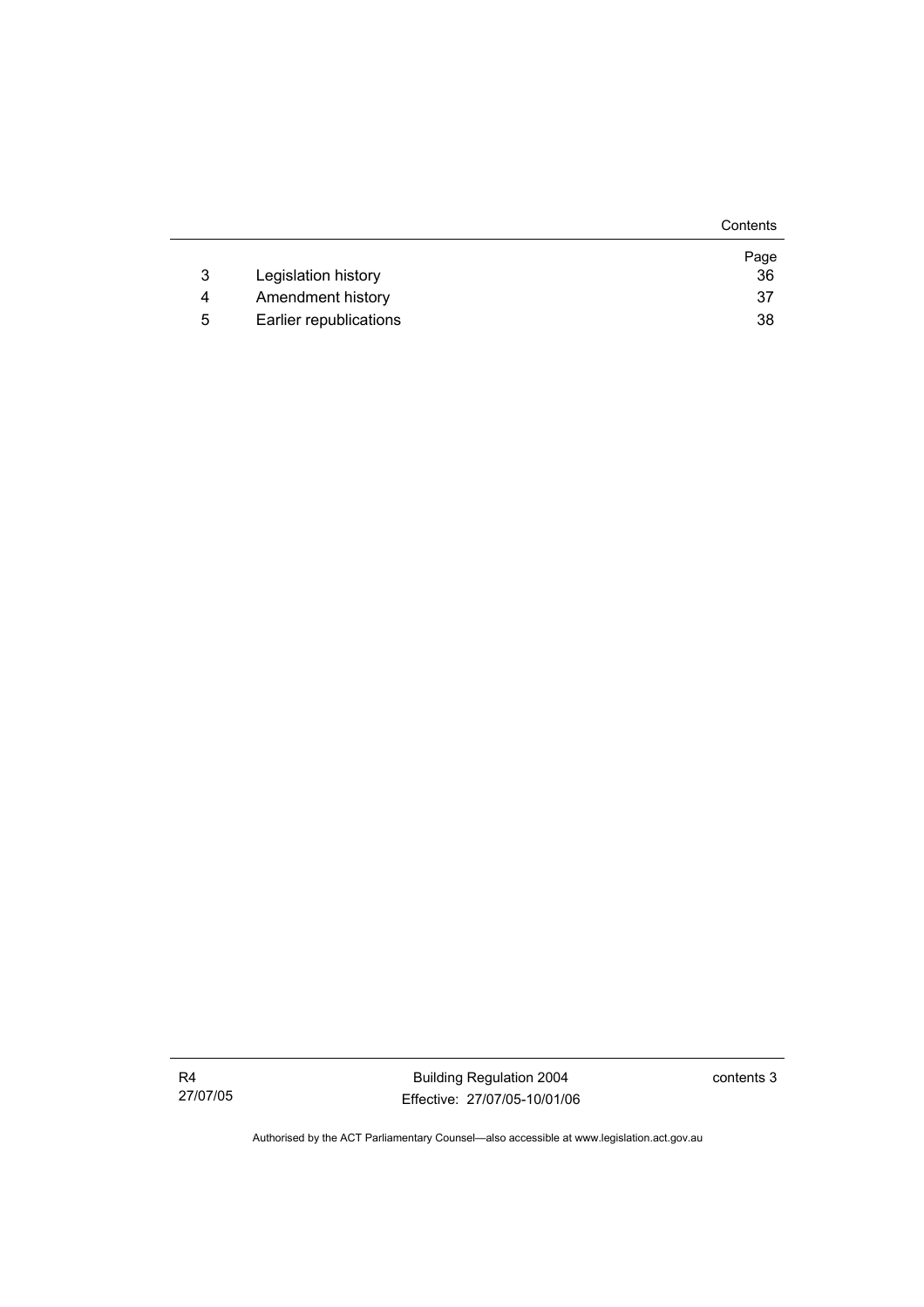| | | Page |
|---|---|---|
| 3 | Legislation history | 36 |
| 4 | Amendment history | 37 |
| 5 | Earlier republications | 38 |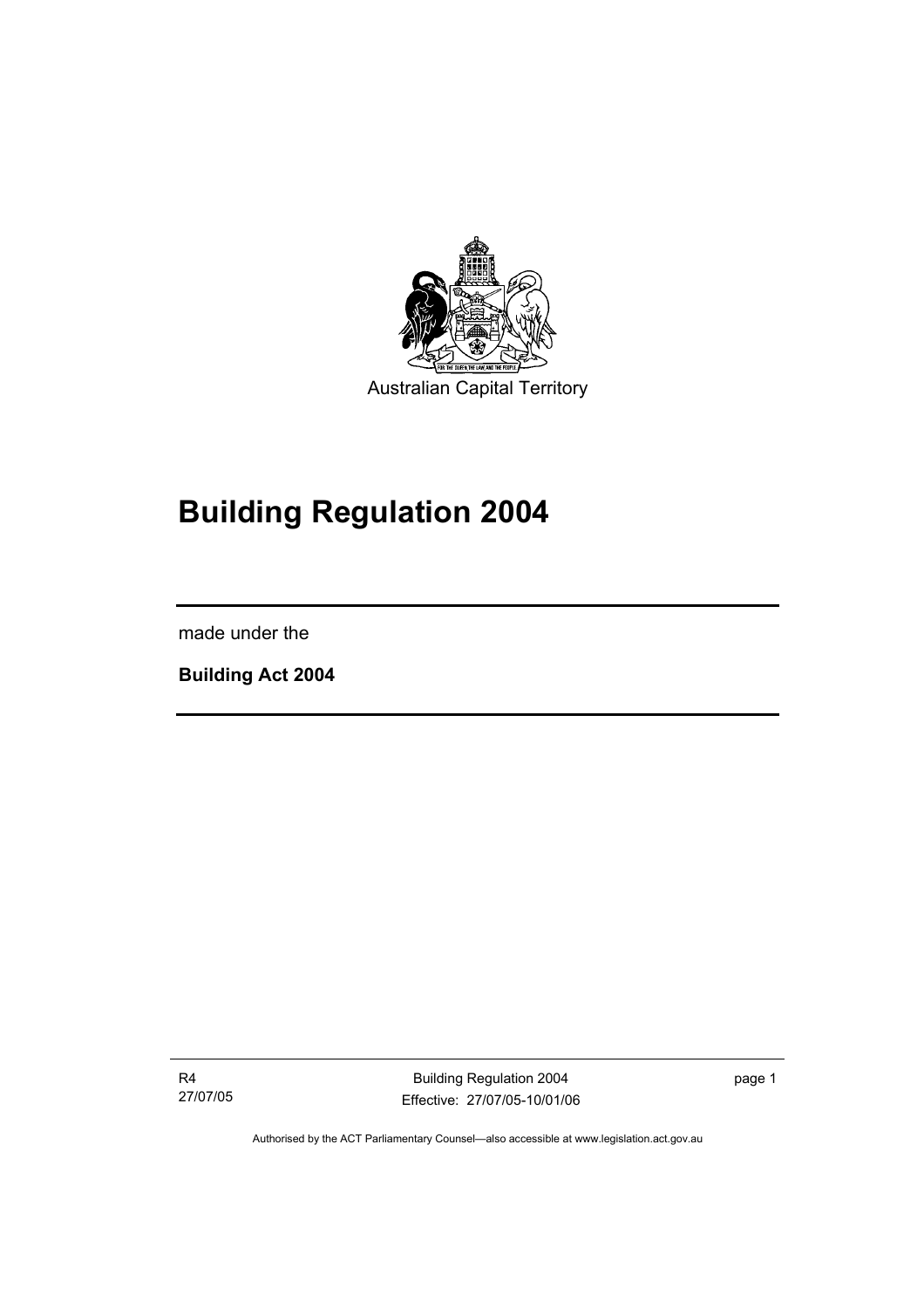Australian Capital Territory

# Building Regulation 2004

made under the

**Building Act 2004**

Authorised by the ACT Parliamentary Counsel—also accessible at www.legislation.act.gov.au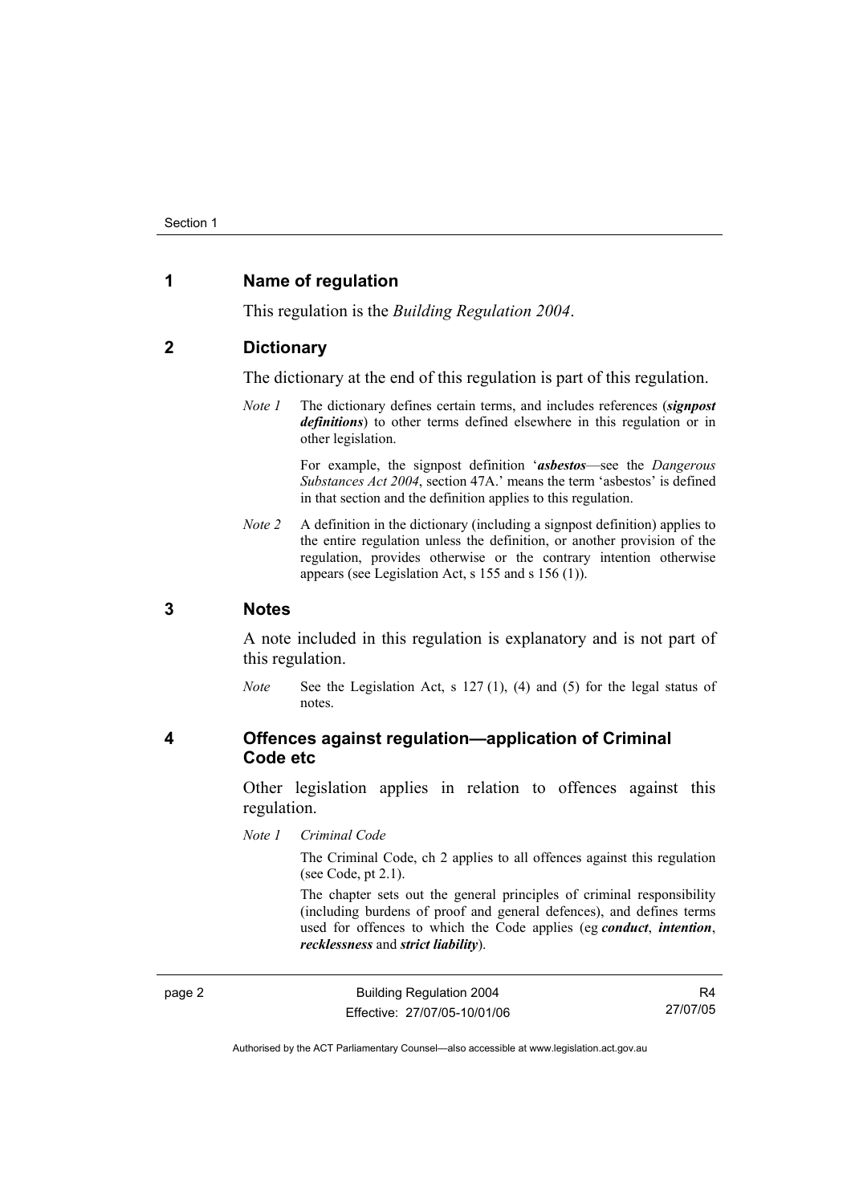## 1 Name of regulation

This regulation is the *Building Regulation 2004*.

## 2 Dictionary

The dictionary at the end of this regulation is part of this regulation.

*Note 1* The dictionary defines certain terms, and includes references (***signpost definitions***) to other terms defined elsewhere in this regulation or in other legislation.

For example, the signpost definition '***asbestos***—see the *Dangerous Substances Act 2004*, section 47A.' means the term 'asbestos' is defined in that section and the definition applies to this regulation.

*Note 2* A definition in the dictionary (including a signpost definition) applies to the entire regulation unless the definition, or another provision of the regulation, provides otherwise or the contrary intention otherwise appears (see Legislation Act, s 155 and s 156 (1)).

## 3 Notes

A note included in this regulation is explanatory and is not part of this regulation.

*Note* See the Legislation Act, s 127 (1), (4) and (5) for the legal status of notes.

## 4 Offences against regulation—application of Criminal Code etc

Other legislation applies in relation to offences against this regulation.

*Note 1* *Criminal Code*

The Criminal Code, ch 2 applies to all offences against this regulation (see Code, pt 2.1).

The chapter sets out the general principles of criminal responsibility (including burdens of proof and general defences), and defines terms used for offences to which the Code applies (eg ***conduct***, ***intention***, ***recklessness*** and ***strict liability***).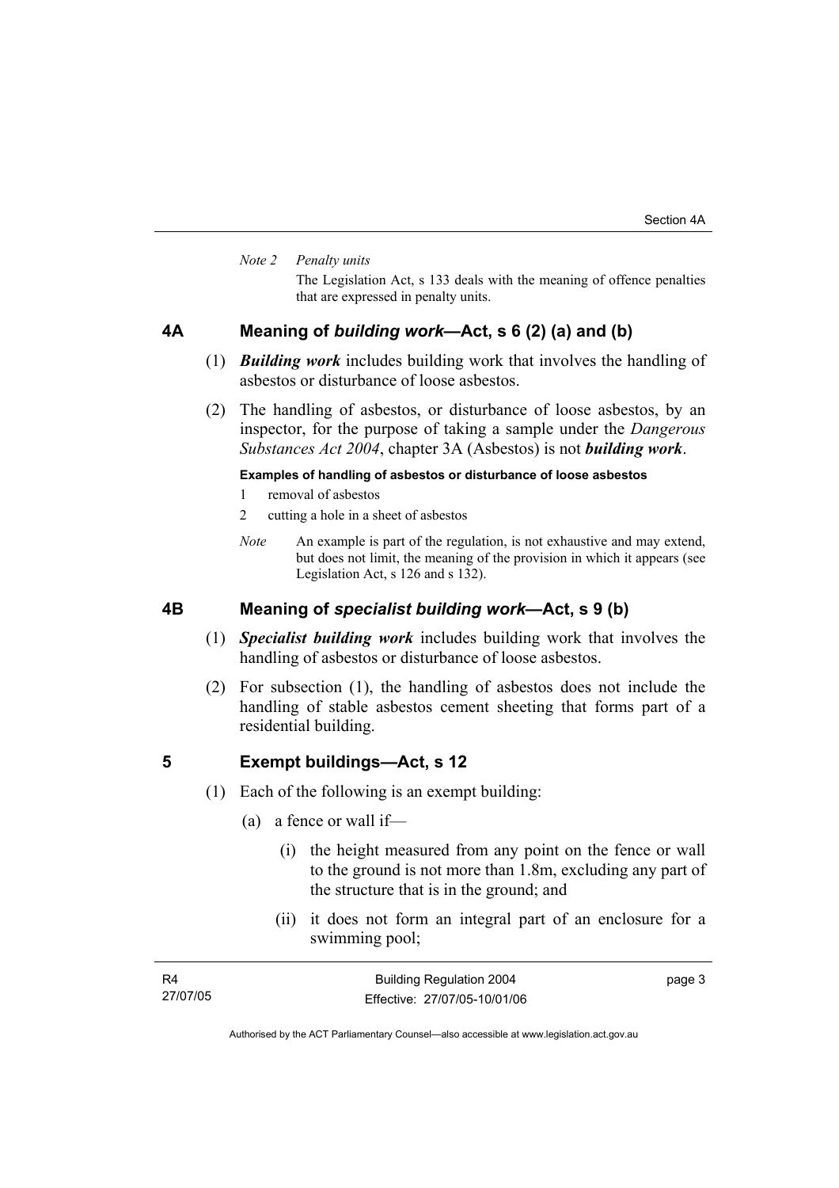*Note 2 Penalty units*

The Legislation Act, s 133 deals with the meaning of offence penalties that are expressed in penalty units.

## 4A Meaning of *building work*—Act, s 6 (2) (a) and (b)

(1) ***Building work*** includes building work that involves the handling of asbestos or disturbance of loose asbestos.

(2) The handling of asbestos, or disturbance of loose asbestos, by an inspector, for the purpose of taking a sample under the *Dangerous Substances Act 2004*, chapter 3A (Asbestos) is not ***building work***.

**Examples of handling of asbestos or disturbance of loose asbestos**

1 removal of asbestos

2 cutting a hole in a sheet of asbestos

*Note* An example is part of the regulation, is not exhaustive and may extend, but does not limit, the meaning of the provision in which it appears (see Legislation Act, s 126 and s 132).

## 4B Meaning of *specialist building work*—Act, s 9 (b)

(1) ***Specialist building work*** includes building work that involves the handling of asbestos or disturbance of loose asbestos.

(2) For subsection (1), the handling of asbestos does not include the handling of stable asbestos cement sheeting that forms part of a residential building.

## 5 Exempt buildings—Act, s 12

(1) Each of the following is an exempt building:

(a) a fence or wall if—

(i) the height measured from any point on the fence or wall to the ground is not more than 1.8m, excluding any part of the structure that is in the ground; and

(ii) it does not form an integral part of an enclosure for a swimming pool;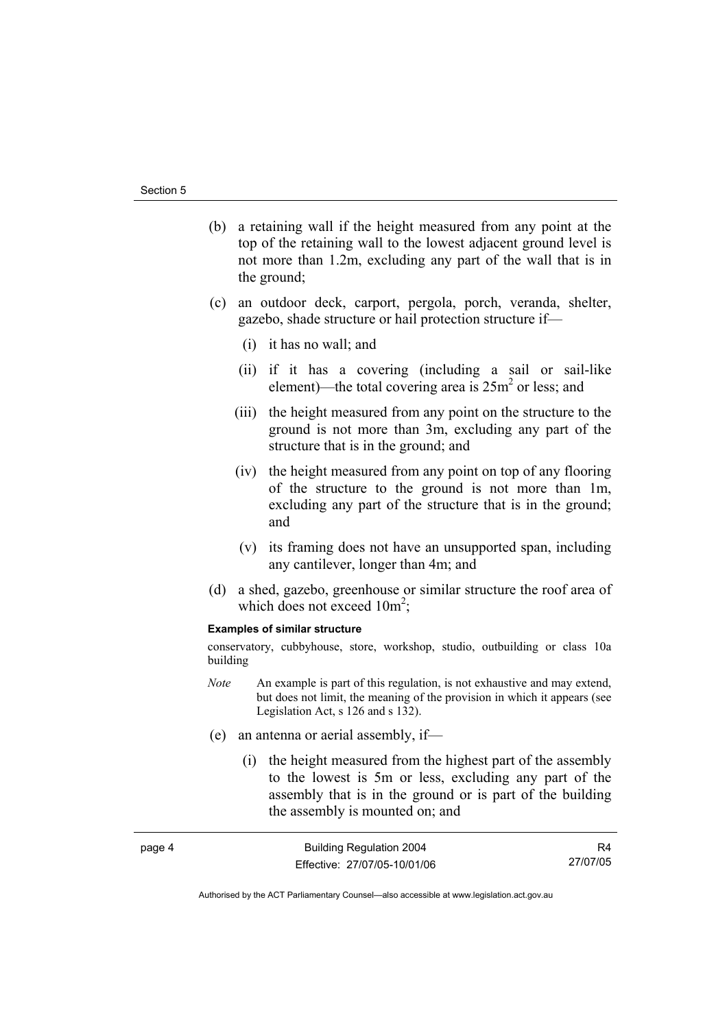(b) a retaining wall if the height measured from any point at the top of the retaining wall to the lowest adjacent ground level is not more than 1.2m, excluding any part of the wall that is in the ground;

(c) an outdoor deck, carport, pergola, porch, veranda, shelter, gazebo, shade structure or hail protection structure if—

   (i) it has no wall; and

   (ii) if it has a covering (including a sail or sail-like element)—the total covering area is $25m^2$ or less; and

   (iii) the height measured from any point on the structure to the ground is not more than 3m, excluding any part of the structure that is in the ground; and

   (iv) the height measured from any point on top of any flooring of the structure to the ground is not more than 1m, excluding any part of the structure that is in the ground; and

   (v) its framing does not have an unsupported span, including any cantilever, longer than 4m; and

(d) a shed, gazebo, greenhouse or similar structure the roof area of which does not exceed $10m^2$;

**Examples of similar structure**

conservatory, cubbyhouse, store, workshop, studio, outbuilding or class 10a building

*Note* An example is part of this regulation, is not exhaustive and may extend, but does not limit, the meaning of the provision in which it appears (see Legislation Act, s 126 and s 132).

(e) an antenna or aerial assembly, if—

   (i) the height measured from the highest part of the assembly to the lowest is 5m or less, excluding any part of the assembly that is in the ground or is part of the building the assembly is mounted on; and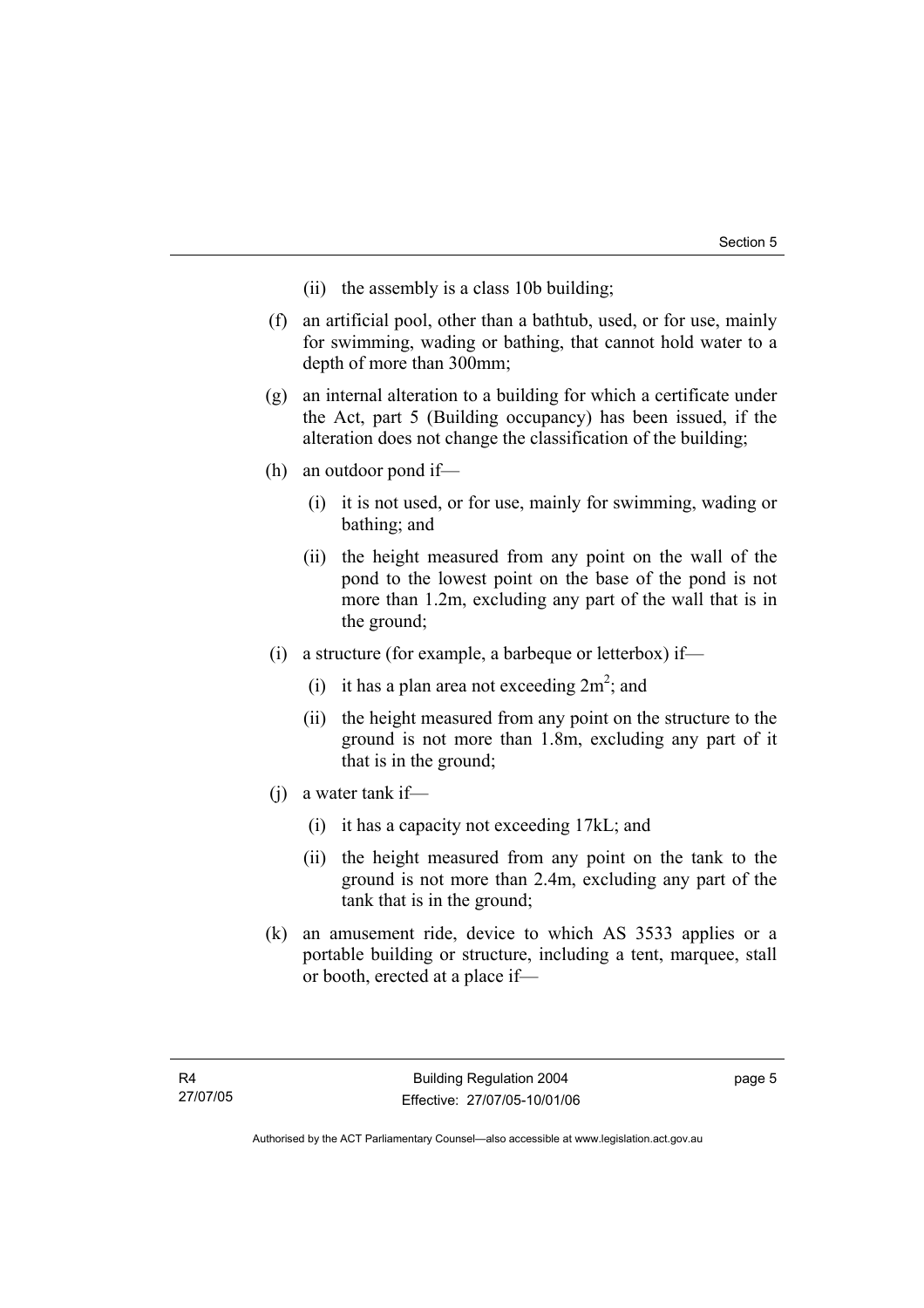(ii) the assembly is a class 10b building;

(f) an artificial pool, other than a bathtub, used, or for use, mainly for swimming, wading or bathing, that cannot hold water to a depth of more than 300mm;

(g) an internal alteration to a building for which a certificate under the Act, part 5 (Building occupancy) has been issued, if the alteration does not change the classification of the building;

(h) an outdoor pond if—

(i) it is not used, or for use, mainly for swimming, wading or bathing; and

(ii) the height measured from any point on the wall of the pond to the lowest point on the base of the pond is not more than 1.2m, excluding any part of the wall that is in the ground;

(i) a structure (for example, a barbeque or letterbox) if—

(i) it has a plan area not exceeding $2m^2$; and

(ii) the height measured from any point on the structure to the ground is not more than 1.8m, excluding any part of it that is in the ground;

(j) a water tank if—

(i) it has a capacity not exceeding 17kL; and

(ii) the height measured from any point on the tank to the ground is not more than 2.4m, excluding any part of the tank that is in the ground;

(k) an amusement ride, device to which AS 3533 applies or a portable building or structure, including a tent, marquee, stall or booth, erected at a place if—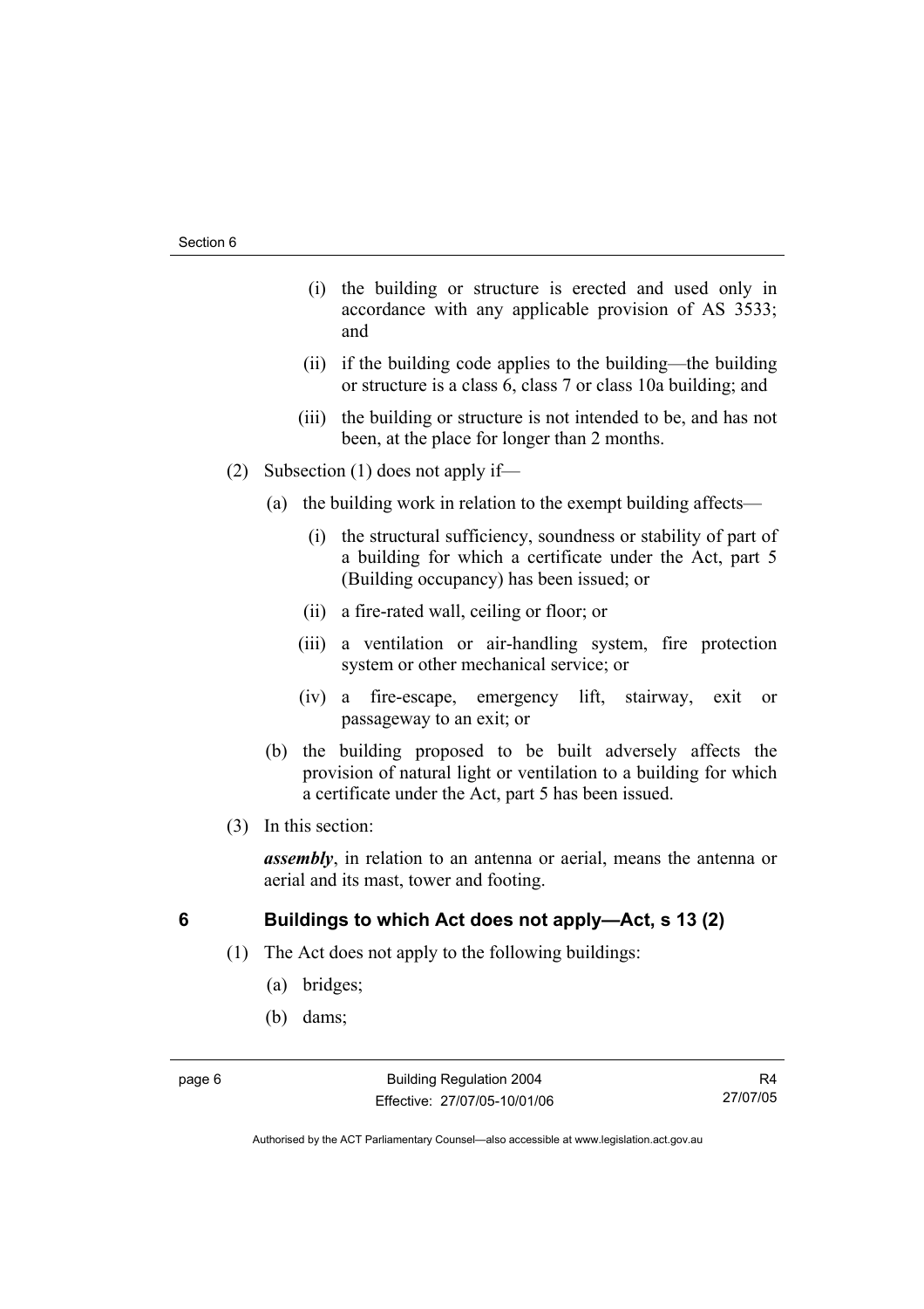(i) the building or structure is erected and used only in accordance with any applicable provision of AS 3533; and

(ii) if the building code applies to the building—the building or structure is a class 6, class 7 or class 10a building; and

(iii) the building or structure is not intended to be, and has not been, at the place for longer than 2 months.

(2) Subsection (1) does not apply if—

(a) the building work in relation to the exempt building affects—

(i) the structural sufficiency, soundness or stability of part of a building for which a certificate under the Act, part 5 (Building occupancy) has been issued; or

(ii) a fire-rated wall, ceiling or floor; or

(iii) a ventilation or air-handling system, fire protection system or other mechanical service; or

(iv) a fire-escape, emergency lift, stairway, exit or passageway to an exit; or

(b) the building proposed to be built adversely affects the provision of natural light or ventilation to a building for which a certificate under the Act, part 5 has been issued.

(3) In this section:

***assembly***, in relation to an antenna or aerial, means the antenna or aerial and its mast, tower and footing.

## 6 Buildings to which Act does not apply—Act, s 13 (2)

(1) The Act does not apply to the following buildings:

(a) bridges;

(b) dams;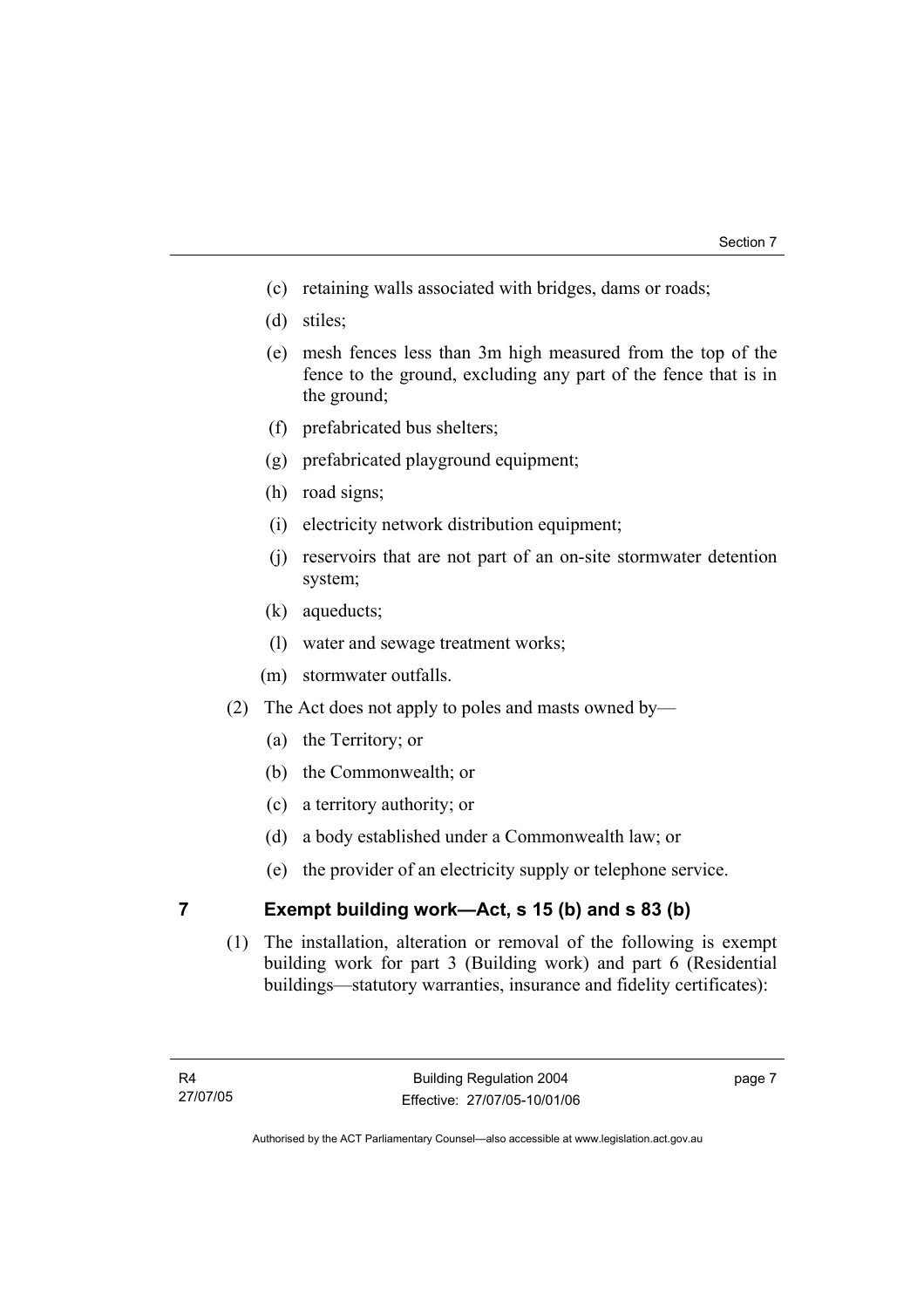(c) retaining walls associated with bridges, dams or roads;

(d) stiles;

(e) mesh fences less than 3m high measured from the top of the fence to the ground, excluding any part of the fence that is in the ground;

(f) prefabricated bus shelters;

(g) prefabricated playground equipment;

(h) road signs;

(i) electricity network distribution equipment;

(j) reservoirs that are not part of an on-site stormwater detention system;

(k) aqueducts;

(l) water and sewage treatment works;

(m) stormwater outfalls.

(2) The Act does not apply to poles and masts owned by—

(a) the Territory; or

(b) the Commonwealth; or

(c) a territory authority; or

(d) a body established under a Commonwealth law; or

(e) the provider of an electricity supply or telephone service.

## 7 Exempt building work—Act, s 15 (b) and s 83 (b)

(1) The installation, alteration or removal of the following is exempt building work for part 3 (Building work) and part 6 (Residential buildings—statutory warranties, insurance and fidelity certificates):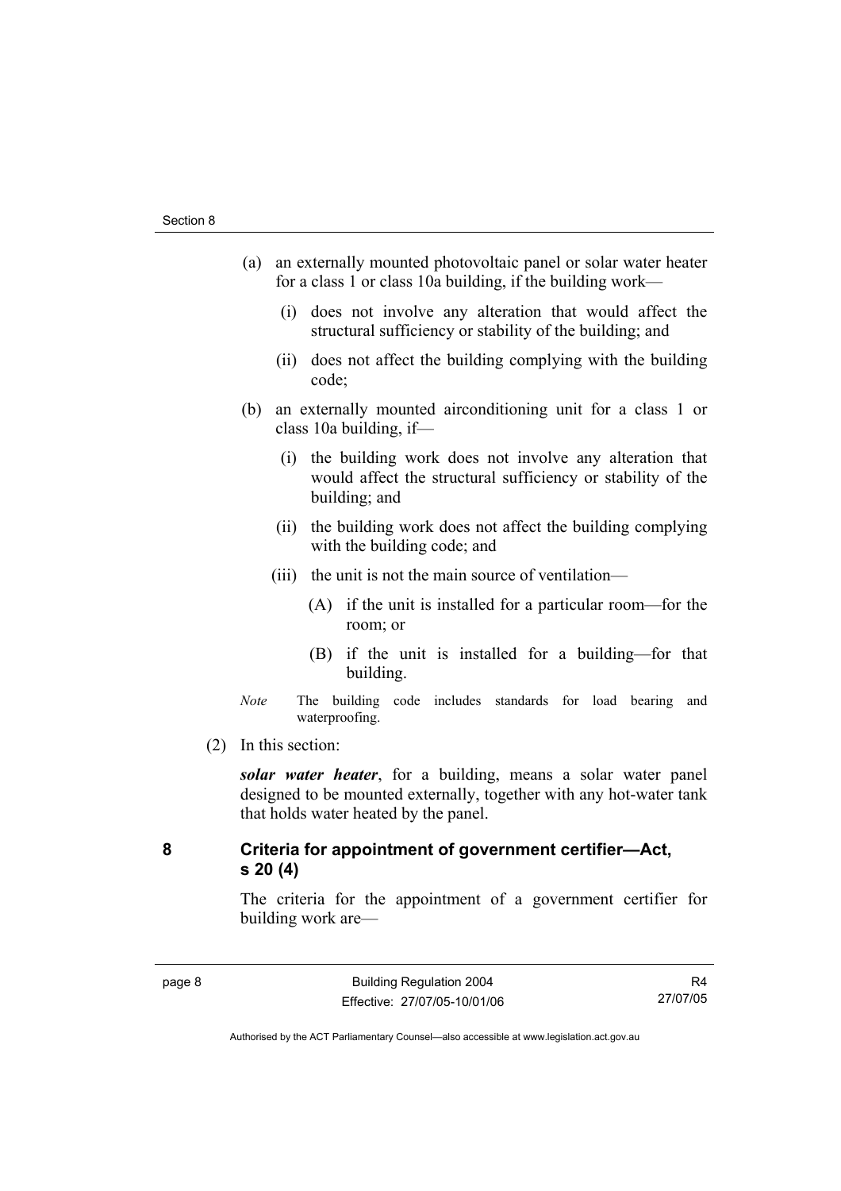(a) an externally mounted photovoltaic panel or solar water heater for a class 1 or class 10a building, if the building work—

(i) does not involve any alteration that would affect the structural sufficiency or stability of the building; and

(ii) does not affect the building complying with the building code;

(b) an externally mounted airconditioning unit for a class 1 or class 10a building, if—

(i) the building work does not involve any alteration that would affect the structural sufficiency or stability of the building; and

(ii) the building work does not affect the building complying with the building code; and

(iii) the unit is not the main source of ventilation—

(A) if the unit is installed for a particular room—for the room; or

(B) if the unit is installed for a building—for that building.

*Note* The building code includes standards for load bearing and waterproofing.

(2) In this section:

***solar water heater***, for a building, means a solar water panel designed to be mounted externally, together with any hot-water tank that holds water heated by the panel.

## 8 Criteria for appointment of government certifier—Act, s 20 (4)

The criteria for the appointment of a government certifier for building work are—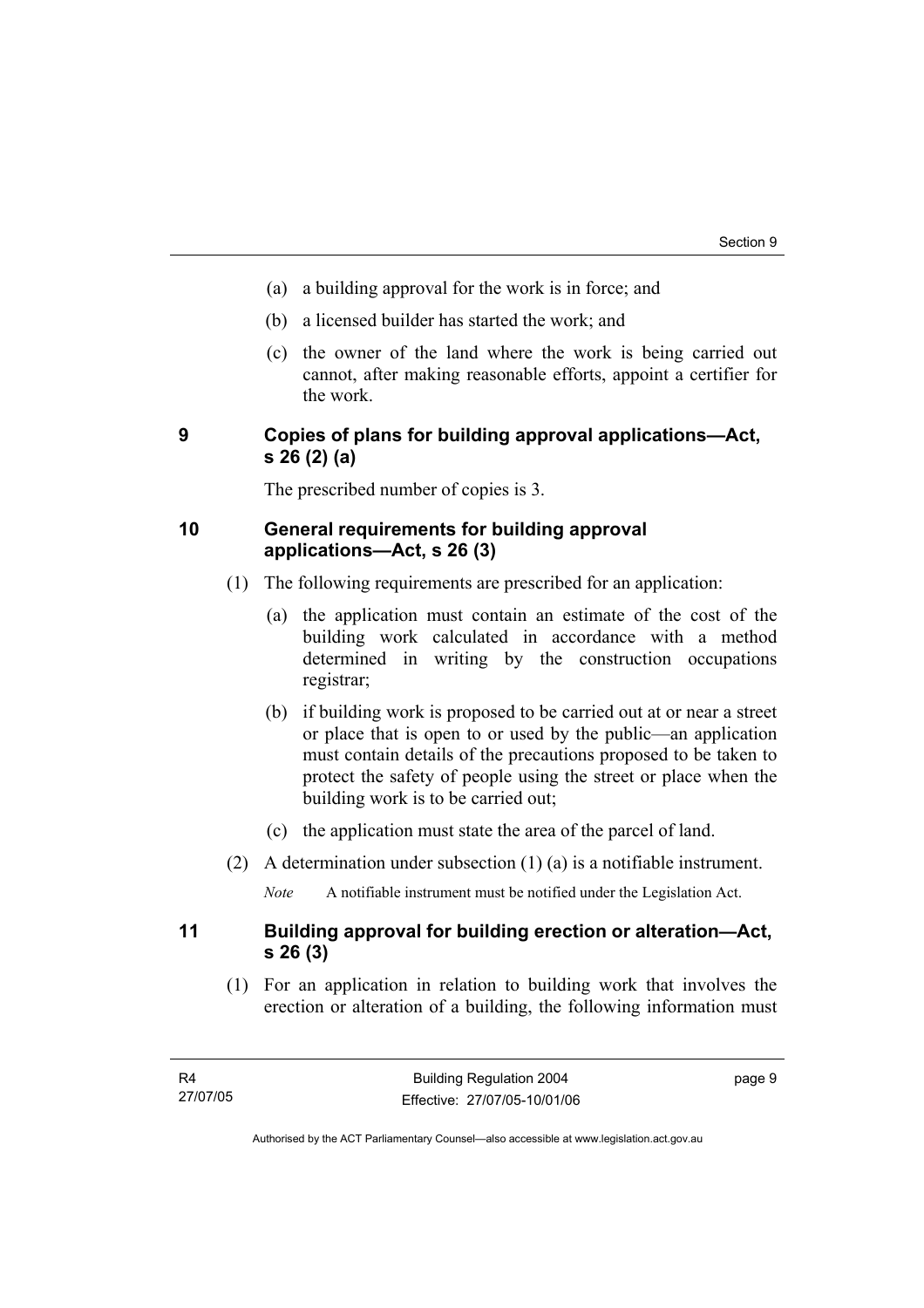(a) a building approval for the work is in force; and

(b) a licensed builder has started the work; and

(c) the owner of the land where the work is being carried out cannot, after making reasonable efforts, appoint a certifier for the work.

## 9 Copies of plans for building approval applications—Act, s 26 (2) (a)

The prescribed number of copies is 3.

## 10 General requirements for building approval applications—Act, s 26 (3)

(1) The following requirements are prescribed for an application:

(a) the application must contain an estimate of the cost of the building work calculated in accordance with a method determined in writing by the construction occupations registrar;

(b) if building work is proposed to be carried out at or near a street or place that is open to or used by the public—an application must contain details of the precautions proposed to be taken to protect the safety of people using the street or place when the building work is to be carried out;

(c) the application must state the area of the parcel of land.

(2) A determination under subsection (1) (a) is a notifiable instrument.

*Note* A notifiable instrument must be notified under the Legislation Act.

## 11 Building approval for building erection or alteration—Act, s 26 (3)

(1) For an application in relation to building work that involves the erection or alteration of a building, the following information must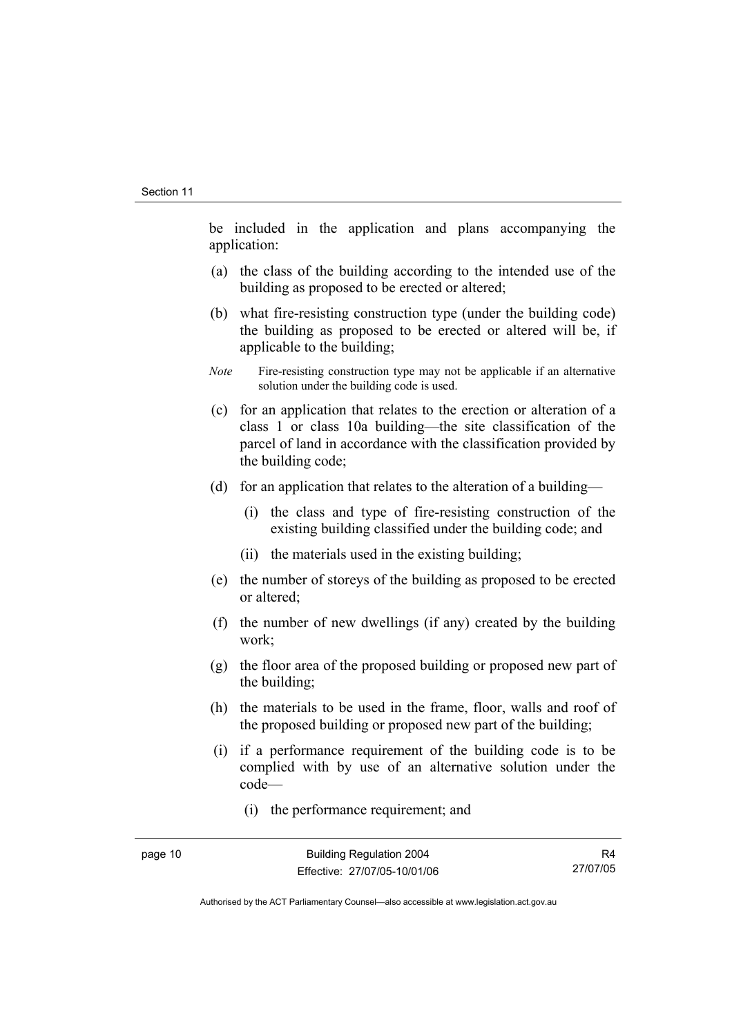be included in the application and plans accompanying the application:

(a) the class of the building according to the intended use of the building as proposed to be erected or altered;

(b) what fire-resisting construction type (under the building code) the building as proposed to be erected or altered will be, if applicable to the building;

*Note* Fire-resisting construction type may not be applicable if an alternative solution under the building code is used.

(c) for an application that relates to the erection or alteration of a class 1 or class 10a building—the site classification of the parcel of land in accordance with the classification provided by the building code;

(d) for an application that relates to the alteration of a building—

   (i) the class and type of fire-resisting construction of the existing building classified under the building code; and

   (ii) the materials used in the existing building;

(e) the number of storeys of the building as proposed to be erected or altered;

(f) the number of new dwellings (if any) created by the building work;

(g) the floor area of the proposed building or proposed new part of the building;

(h) the materials to be used in the frame, floor, walls and roof of the proposed building or proposed new part of the building;

(i) if a performance requirement of the building code is to be complied with by use of an alternative solution under the code—

   (i) the performance requirement; and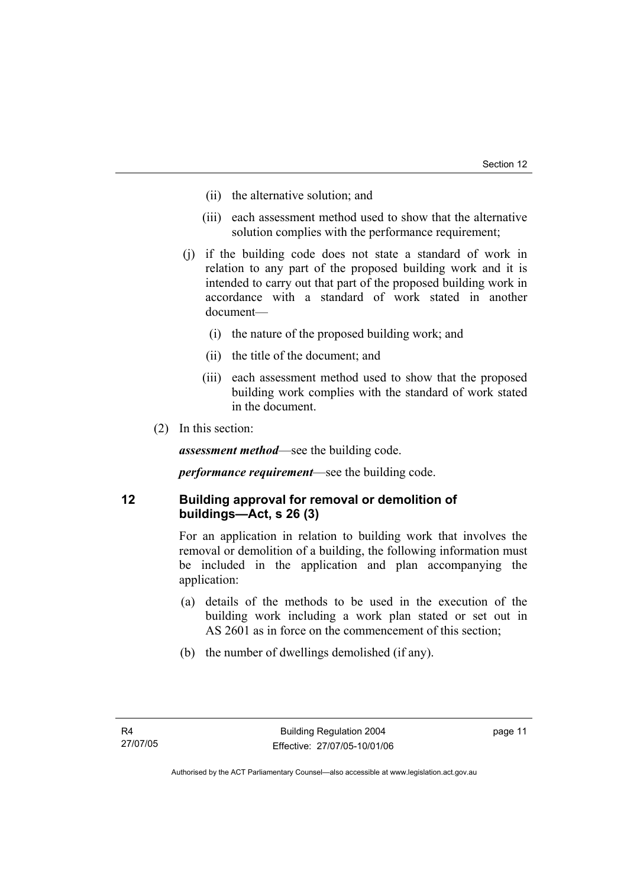(ii) the alternative solution; and

(iii) each assessment method used to show that the alternative solution complies with the performance requirement;

(j) if the building code does not state a standard of work in relation to any part of the proposed building work and it is intended to carry out that part of the proposed building work in accordance with a standard of work stated in another document—

(i) the nature of the proposed building work; and

(ii) the title of the document; and

(iii) each assessment method used to show that the proposed building work complies with the standard of work stated in the document.

(2) In this section:

***assessment method***—see the building code.

***performance requirement***—see the building code.

## 12 Building approval for removal or demolition of buildings—Act, s 26 (3)

For an application in relation to building work that involves the removal or demolition of a building, the following information must be included in the application and plan accompanying the application:

(a) details of the methods to be used in the execution of the building work including a work plan stated or set out in AS 2601 as in force on the commencement of this section;

(b) the number of dwellings demolished (if any).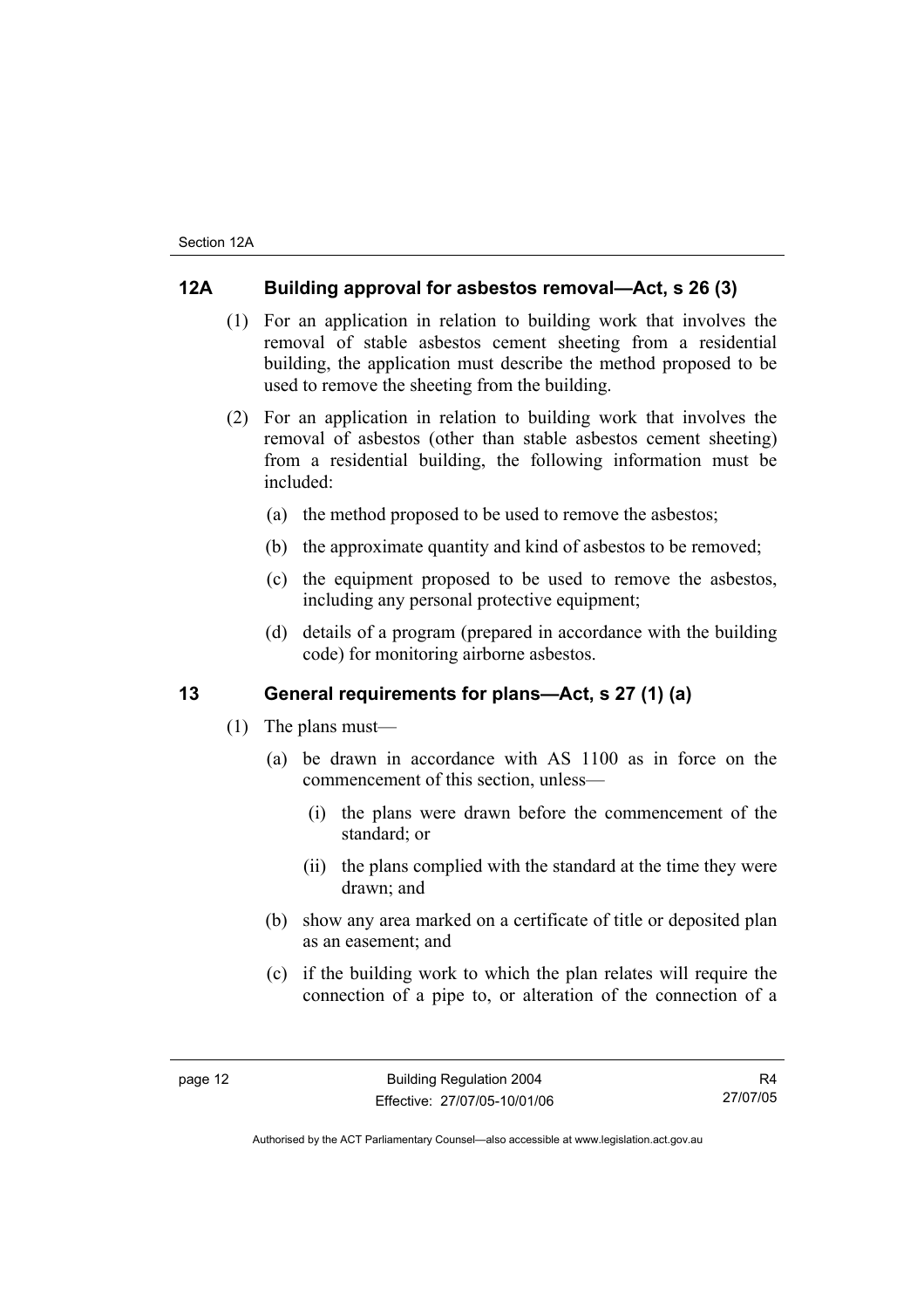## 12A Building approval for asbestos removal—Act, s 26 (3)

(1) For an application in relation to building work that involves the removal of stable asbestos cement sheeting from a residential building, the application must describe the method proposed to be used to remove the sheeting from the building.

(2) For an application in relation to building work that involves the removal of asbestos (other than stable asbestos cement sheeting) from a residential building, the following information must be included:

(a) the method proposed to be used to remove the asbestos;

(b) the approximate quantity and kind of asbestos to be removed;

(c) the equipment proposed to be used to remove the asbestos, including any personal protective equipment;

(d) details of a program (prepared in accordance with the building code) for monitoring airborne asbestos.

## 13 General requirements for plans—Act, s 27 (1) (a)

(1) The plans must—

(a) be drawn in accordance with AS 1100 as in force on the commencement of this section, unless—

(i) the plans were drawn before the commencement of the standard; or

(ii) the plans complied with the standard at the time they were drawn; and

(b) show any area marked on a certificate of title or deposited plan as an easement; and

(c) if the building work to which the plan relates will require the connection of a pipe to, or alteration of the connection of a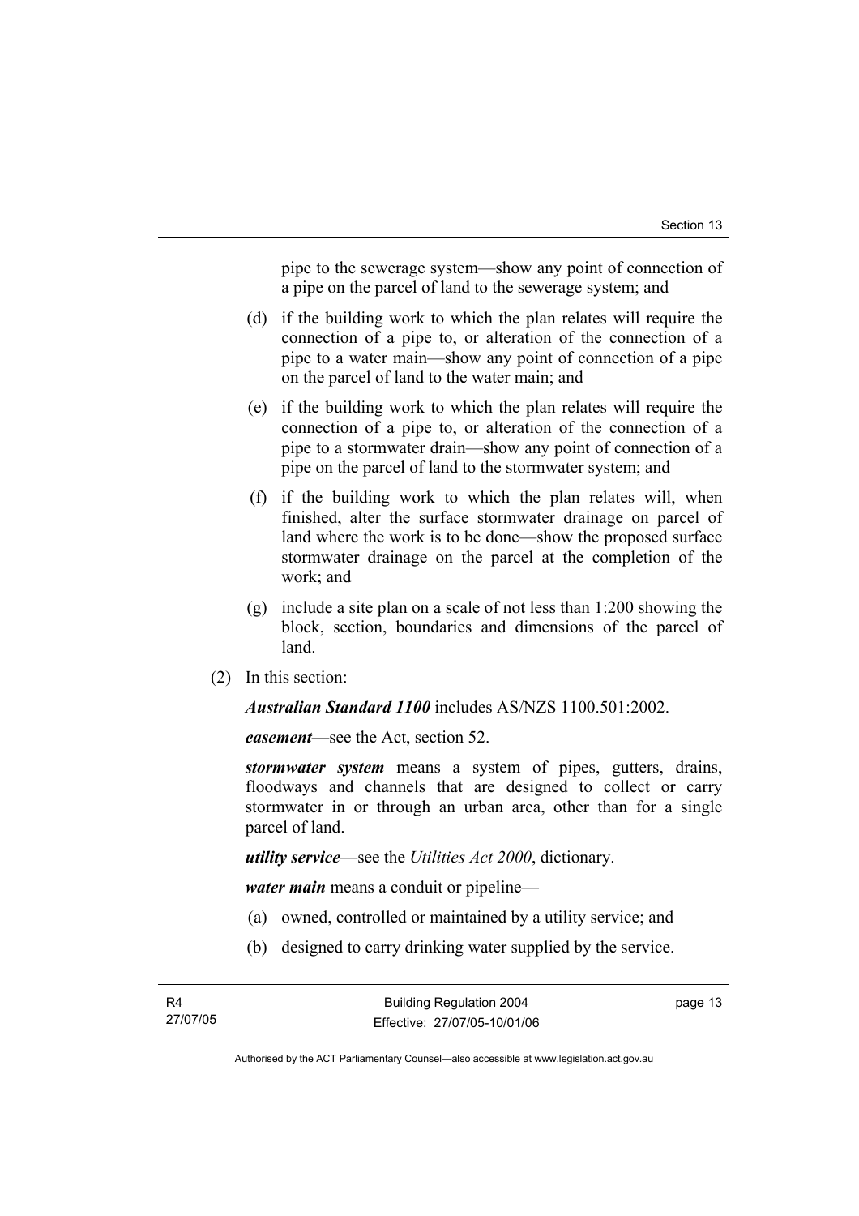pipe to the sewerage system—show any point of connection of a pipe on the parcel of land to the sewerage system; and

(d) if the building work to which the plan relates will require the connection of a pipe to, or alteration of the connection of a pipe to a water main—show any point of connection of a pipe on the parcel of land to the water main; and

(e) if the building work to which the plan relates will require the connection of a pipe to, or alteration of the connection of a pipe to a stormwater drain—show any point of connection of a pipe on the parcel of land to the stormwater system; and

(f) if the building work to which the plan relates will, when finished, alter the surface stormwater drainage on parcel of land where the work is to be done—show the proposed surface stormwater drainage on the parcel at the completion of the work; and

(g) include a site plan on a scale of not less than 1:200 showing the block, section, boundaries and dimensions of the parcel of land.

(2) In this section:

***Australian Standard 1100*** includes AS/NZS 1100.501:2002.

***easement***—see the Act, section 52.

***stormwater system*** means a system of pipes, gutters, drains, floodways and channels that are designed to collect or carry stormwater in or through an urban area, other than for a single parcel of land.

***utility service***—see the *Utilities Act 2000*, dictionary.

***water main*** means a conduit or pipeline—

(a) owned, controlled or maintained by a utility service; and

(b) designed to carry drinking water supplied by the service.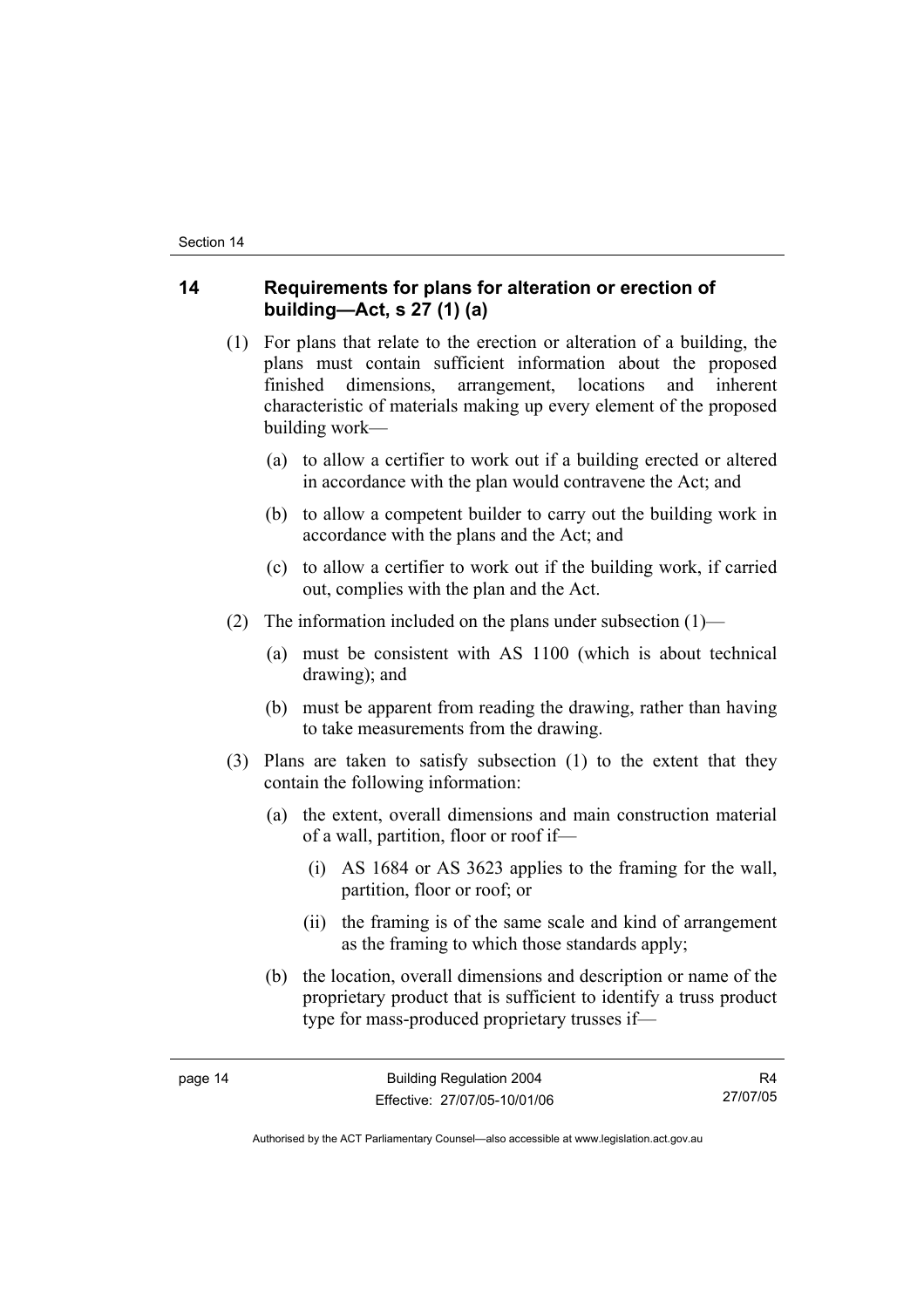## 14 Requirements for plans for alteration or erection of building—Act, s 27 (1) (a)

(1) For plans that relate to the erection or alteration of a building, the plans must contain sufficient information about the proposed finished dimensions, arrangement, locations and inherent characteristic of materials making up every element of the proposed building work—

(a) to allow a certifier to work out if a building erected or altered in accordance with the plan would contravene the Act; and

(b) to allow a competent builder to carry out the building work in accordance with the plans and the Act; and

(c) to allow a certifier to work out if the building work, if carried out, complies with the plan and the Act.

(2) The information included on the plans under subsection (1)—

(a) must be consistent with AS 1100 (which is about technical drawing); and

(b) must be apparent from reading the drawing, rather than having to take measurements from the drawing.

(3) Plans are taken to satisfy subsection (1) to the extent that they contain the following information:

(a) the extent, overall dimensions and main construction material of a wall, partition, floor or roof if—

(i) AS 1684 or AS 3623 applies to the framing for the wall, partition, floor or roof; or

(ii) the framing is of the same scale and kind of arrangement as the framing to which those standards apply;

(b) the location, overall dimensions and description or name of the proprietary product that is sufficient to identify a truss product type for mass-produced proprietary trusses if—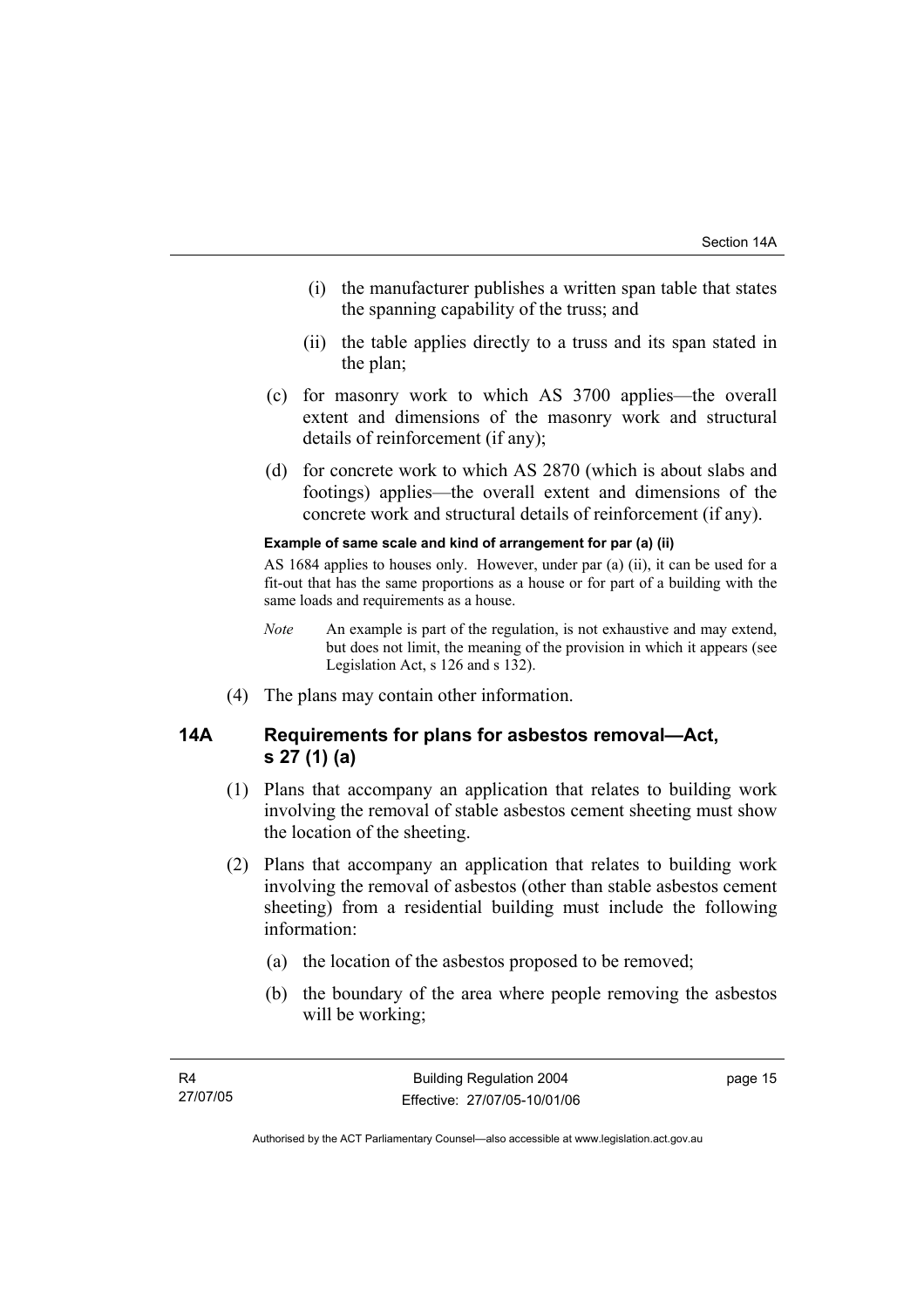(i) the manufacturer publishes a written span table that states the spanning capability of the truss; and

(ii) the table applies directly to a truss and its span stated in the plan;

(c) for masonry work to which AS 3700 applies—the overall extent and dimensions of the masonry work and structural details of reinforcement (if any);

(d) for concrete work to which AS 2870 (which is about slabs and footings) applies—the overall extent and dimensions of the concrete work and structural details of reinforcement (if any).

**Example of same scale and kind of arrangement for par (a) (ii)**

AS 1684 applies to houses only. However, under par (a) (ii), it can be used for a fit-out that has the same proportions as a house or for part of a building with the same loads and requirements as a house.

*Note* An example is part of the regulation, is not exhaustive and may extend, but does not limit, the meaning of the provision in which it appears (see Legislation Act, s 126 and s 132).

(4) The plans may contain other information.

## 14A Requirements for plans for asbestos removal—Act, s 27 (1) (a)

(1) Plans that accompany an application that relates to building work involving the removal of stable asbestos cement sheeting must show the location of the sheeting.

(2) Plans that accompany an application that relates to building work involving the removal of asbestos (other than stable asbestos cement sheeting) from a residential building must include the following information:

(a) the location of the asbestos proposed to be removed;

(b) the boundary of the area where people removing the asbestos will be working;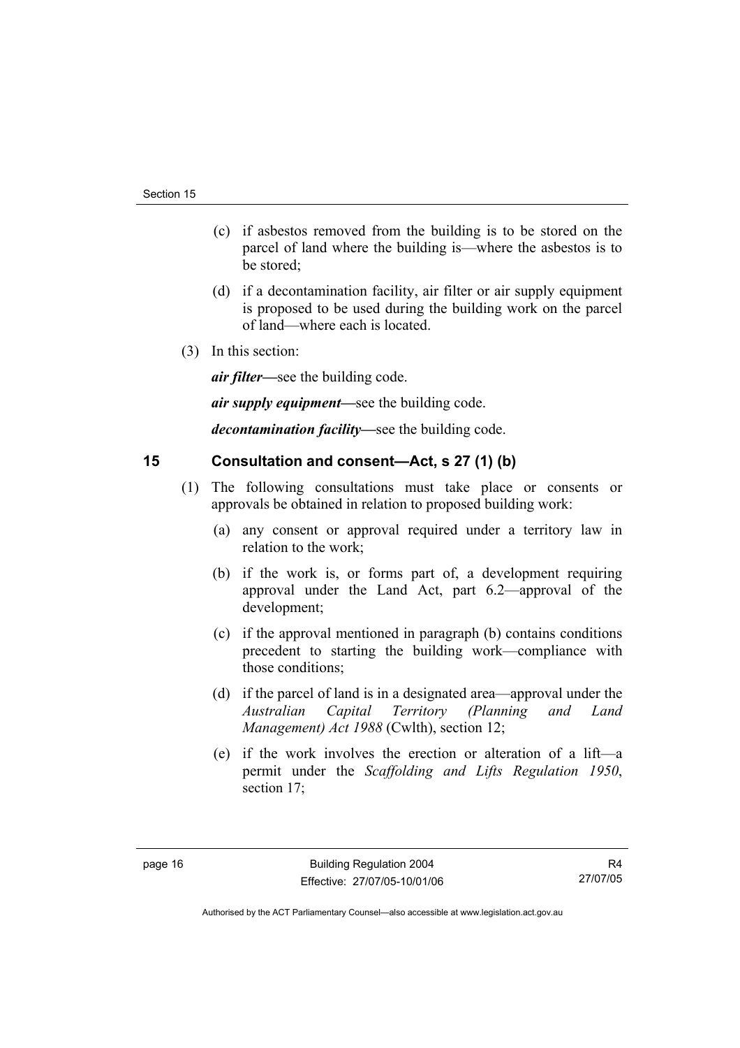(c) if asbestos removed from the building is to be stored on the parcel of land where the building is—where the asbestos is to be stored;

(d) if a decontamination facility, air filter or air supply equipment is proposed to be used during the building work on the parcel of land—where each is located.

(3) In this section:

***air filter***—see the building code.

***air supply equipment***—see the building code.

***decontamination facility***—see the building code.

## 15 Consultation and consent—Act, s 27 (1) (b)

(1) The following consultations must take place or consents or approvals be obtained in relation to proposed building work:

(a) any consent or approval required under a territory law in relation to the work;

(b) if the work is, or forms part of, a development requiring approval under the Land Act, part 6.2—approval of the development;

(c) if the approval mentioned in paragraph (b) contains conditions precedent to starting the building work—compliance with those conditions;

(d) if the parcel of land is in a designated area—approval under the *Australian Capital Territory (Planning and Land Management) Act 1988* (Cwlth), section 12;

(e) if the work involves the erection or alteration of a lift—a permit under the *Scaffolding and Lifts Regulation 1950*, section 17;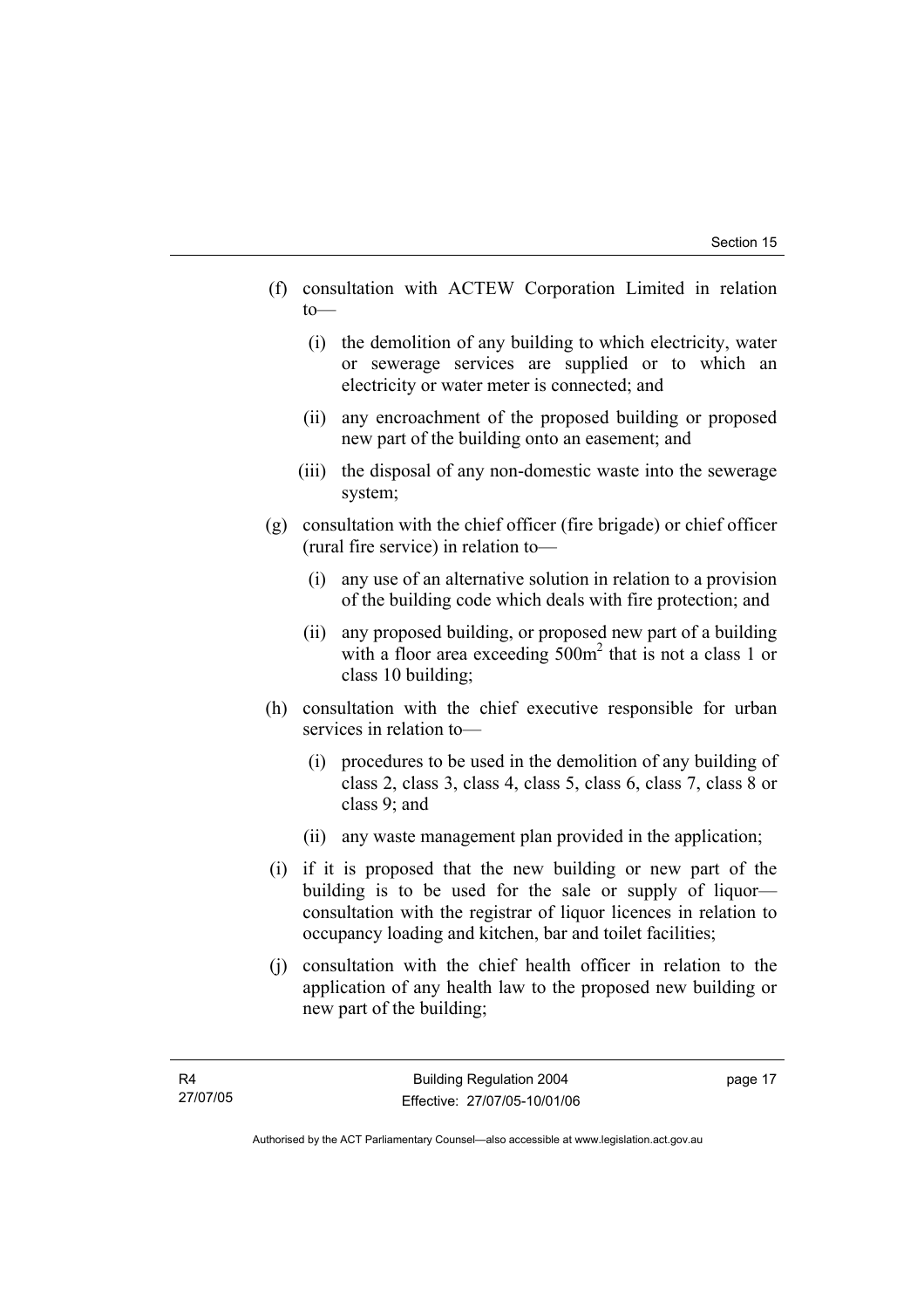(f) consultation with ACTEW Corporation Limited in relation to—

(i) the demolition of any building to which electricity, water or sewerage services are supplied or to which an electricity or water meter is connected; and

(ii) any encroachment of the proposed building or proposed new part of the building onto an easement; and

(iii) the disposal of any non-domestic waste into the sewerage system;

(g) consultation with the chief officer (fire brigade) or chief officer (rural fire service) in relation to—

(i) any use of an alternative solution in relation to a provision of the building code which deals with fire protection; and

(ii) any proposed building, or proposed new part of a building with a floor area exceeding $500m^2$ that is not a class 1 or class 10 building;

(h) consultation with the chief executive responsible for urban services in relation to—

(i) procedures to be used in the demolition of any building of class 2, class 3, class 4, class 5, class 6, class 7, class 8 or class 9; and

(ii) any waste management plan provided in the application;

(i) if it is proposed that the new building or new part of the building is to be used for the sale or supply of liquor—consultation with the registrar of liquor licences in relation to occupancy loading and kitchen, bar and toilet facilities;

(j) consultation with the chief health officer in relation to the application of any health law to the proposed new building or new part of the building;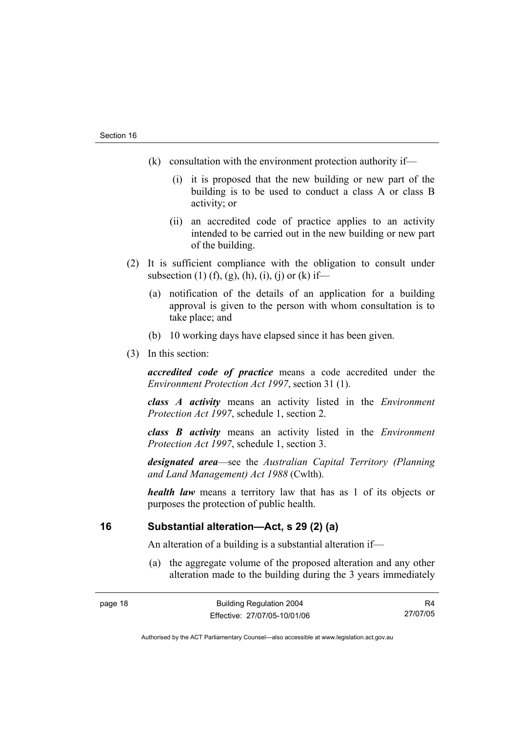(k) consultation with the environment protection authority if—

    (i) it is proposed that the new building or new part of the building is to be used to conduct a class A or class B activity; or

    (ii) an accredited code of practice applies to an activity intended to be carried out in the new building or new part of the building.

(2) It is sufficient compliance with the obligation to consult under subsection (1) (f), (g), (h), (i), (j) or (k) if—

  (a) notification of the details of an application for a building approval is given to the person with whom consultation is to take place; and

  (b) 10 working days have elapsed since it has been given.

(3) In this section:

***accredited code of practice*** means a code accredited under the *Environment Protection Act 1997*, section 31 (1).

***class A activity*** means an activity listed in the *Environment Protection Act 1997*, schedule 1, section 2.

***class B activity*** means an activity listed in the *Environment Protection Act 1997*, schedule 1, section 3.

***designated area***—see the *Australian Capital Territory (Planning and Land Management) Act 1988* (Cwlth).

***health law*** means a territory law that has as 1 of its objects or purposes the protection of public health.

## 16 Substantial alteration—Act, s 29 (2) (a)

An alteration of a building is a substantial alteration if—

(a) the aggregate volume of the proposed alteration and any other alteration made to the building during the 3 years immediately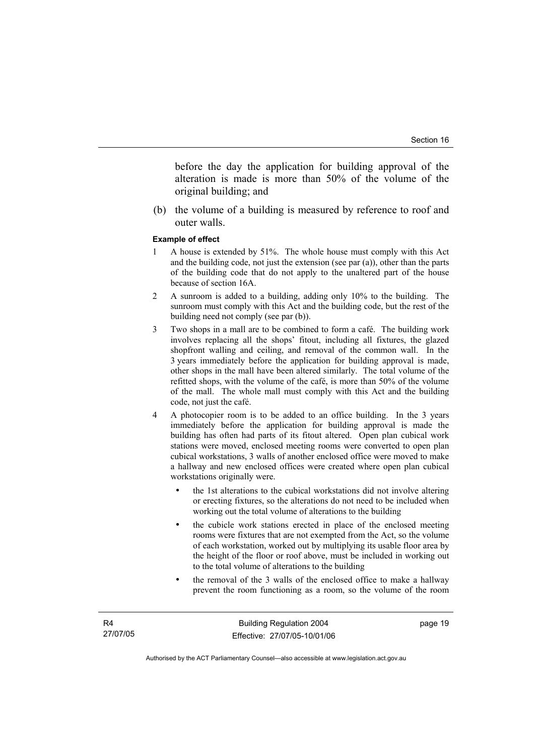before the day the application for building approval of the alteration is made is more than 50% of the volume of the original building; and

(b) the volume of a building is measured by reference to roof and outer walls.

**Example of effect**

1 A house is extended by 51%. The whole house must comply with this Act and the building code, not just the extension (see par (a)), other than the parts of the building code that do not apply to the unaltered part of the house because of section 16A.

2 A sunroom is added to a building, adding only 10% to the building. The sunroom must comply with this Act and the building code, but the rest of the building need not comply (see par (b)).

3 Two shops in a mall are to be combined to form a café. The building work involves replacing all the shops' fitout, including all fixtures, the glazed shopfront walling and ceiling, and removal of the common wall. In the 3 years immediately before the application for building approval is made, other shops in the mall have been altered similarly. The total volume of the refitted shops, with the volume of the café, is more than 50% of the volume of the mall. The whole mall must comply with this Act and the building code, not just the café.

4 A photocopier room is to be added to an office building. In the 3 years immediately before the application for building approval is made the building has often had parts of its fitout altered. Open plan cubical work stations were moved, enclosed meeting rooms were converted to open plan cubical workstations, 3 walls of another enclosed office were moved to make a hallway and new enclosed offices were created where open plan cubical workstations originally were.

- the 1st alterations to the cubical workstations did not involve altering or erecting fixtures, so the alterations do not need to be included when working out the total volume of alterations to the building
- the cubicle work stations erected in place of the enclosed meeting rooms were fixtures that are not exempted from the Act, so the volume of each workstation, worked out by multiplying its usable floor area by the height of the floor or roof above, must be included in working out to the total volume of alterations to the building
- the removal of the 3 walls of the enclosed office to make a hallway prevent the room functioning as a room, so the volume of the room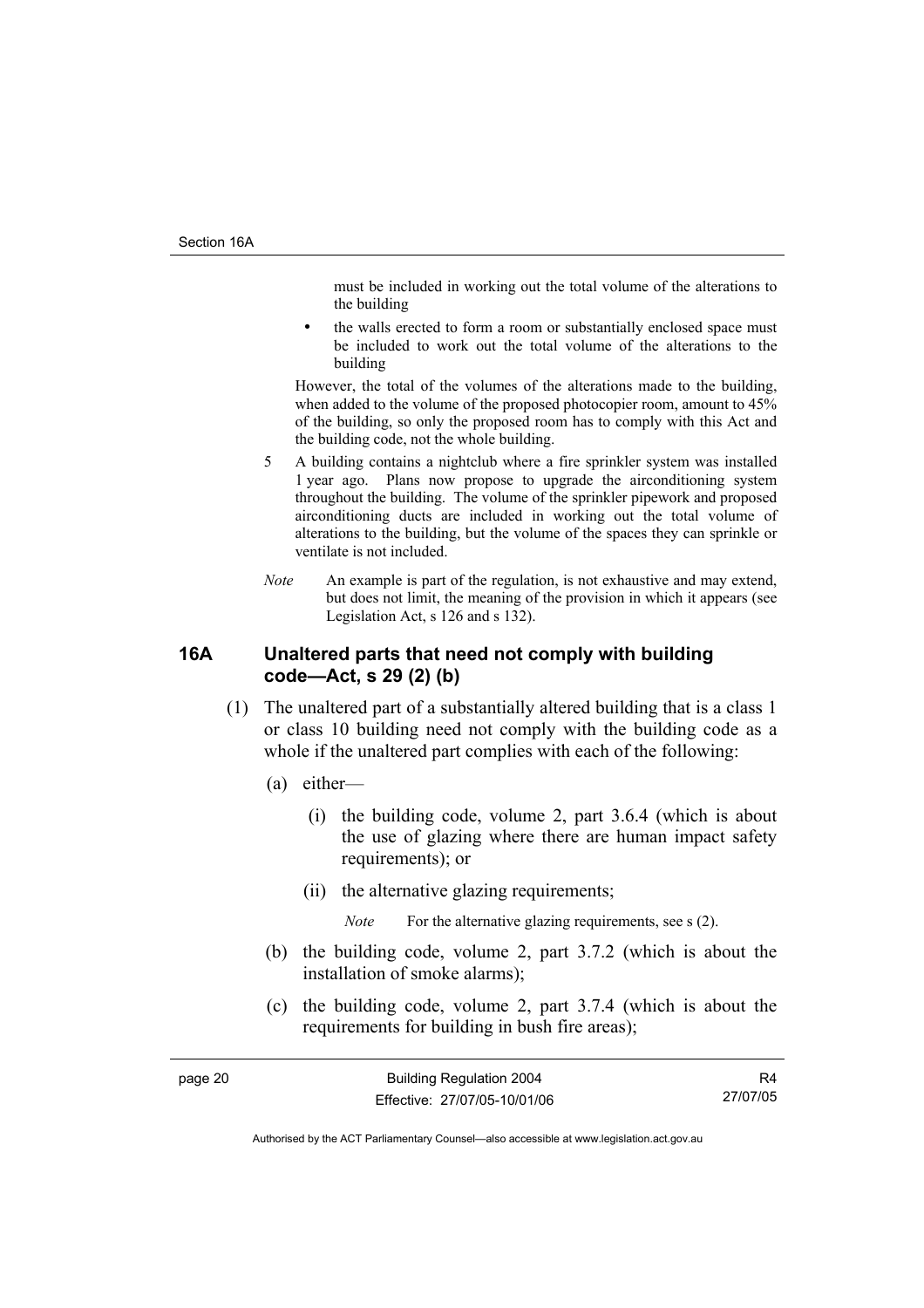must be included in working out the total volume of the alterations to the building

- the walls erected to form a room or substantially enclosed space must be included to work out the total volume of the alterations to the building

However, the total of the volumes of the alterations made to the building, when added to the volume of the proposed photocopier room, amount to 45% of the building, so only the proposed room has to comply with this Act and the building code, not the whole building.

5 A building contains a nightclub where a fire sprinkler system was installed 1 year ago. Plans now propose to upgrade the airconditioning system throughout the building. The volume of the sprinkler pipework and proposed airconditioning ducts are included in working out the total volume of alterations to the building, but the volume of the spaces they can sprinkle or ventilate is not included.

*Note* An example is part of the regulation, is not exhaustive and may extend, but does not limit, the meaning of the provision in which it appears (see Legislation Act, s 126 and s 132).

## 16A Unaltered parts that need not comply with building code—Act, s 29 (2) (b)

(1) The unaltered part of a substantially altered building that is a class 1 or class 10 building need not comply with the building code as a whole if the unaltered part complies with each of the following:

(a) either—

(i) the building code, volume 2, part 3.6.4 (which is about the use of glazing where there are human impact safety requirements); or

(ii) the alternative glazing requirements;

*Note* For the alternative glazing requirements, see s (2).

(b) the building code, volume 2, part 3.7.2 (which is about the installation of smoke alarms);

(c) the building code, volume 2, part 3.7.4 (which is about the requirements for building in bush fire areas);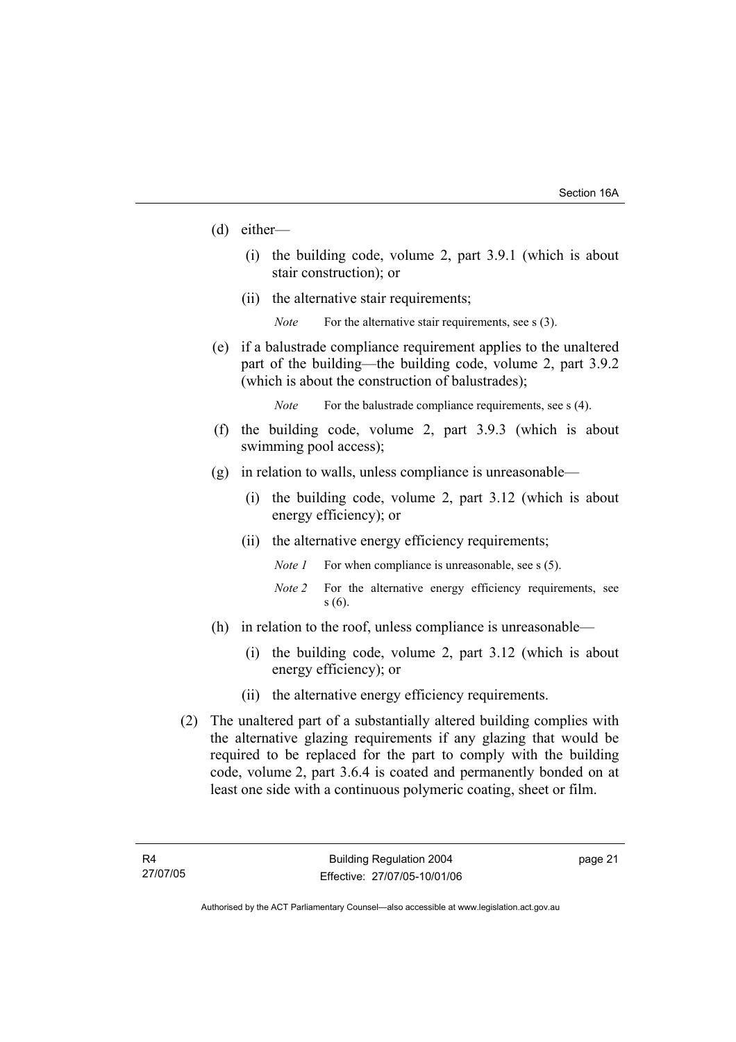(d) either—

(i) the building code, volume 2, part 3.9.1 (which is about stair construction); or

(ii) the alternative stair requirements;

*Note* For the alternative stair requirements, see s (3).

(e) if a balustrade compliance requirement applies to the unaltered part of the building—the building code, volume 2, part 3.9.2 (which is about the construction of balustrades);

*Note* For the balustrade compliance requirements, see s (4).

(f) the building code, volume 2, part 3.9.3 (which is about swimming pool access);

(g) in relation to walls, unless compliance is unreasonable—

(i) the building code, volume 2, part 3.12 (which is about energy efficiency); or

(ii) the alternative energy efficiency requirements;

*Note 1* For when compliance is unreasonable, see s (5).

*Note 2* For the alternative energy efficiency requirements, see s (6).

(h) in relation to the roof, unless compliance is unreasonable—

(i) the building code, volume 2, part 3.12 (which is about energy efficiency); or

(ii) the alternative energy efficiency requirements.

(2) The unaltered part of a substantially altered building complies with the alternative glazing requirements if any glazing that would be required to be replaced for the part to comply with the building code, volume 2, part 3.6.4 is coated and permanently bonded on at least one side with a continuous polymeric coating, sheet or film.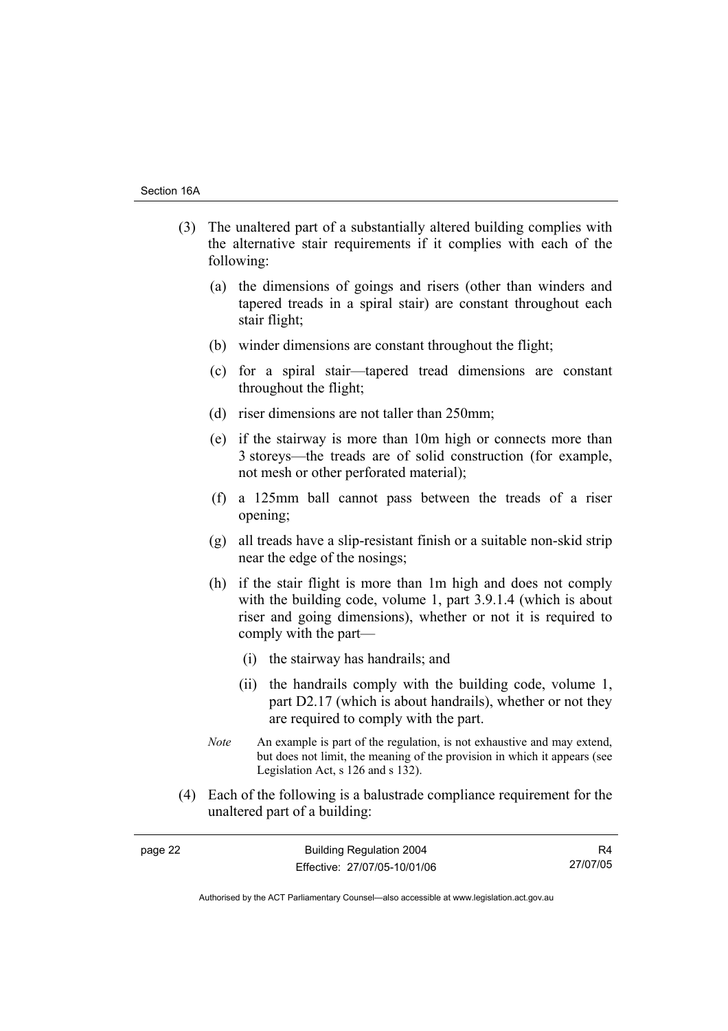(3) The unaltered part of a substantially altered building complies with the alternative stair requirements if it complies with each of the following:

(a) the dimensions of goings and risers (other than winders and tapered treads in a spiral stair) are constant throughout each stair flight;

(b) winder dimensions are constant throughout the flight;

(c) for a spiral stair—tapered tread dimensions are constant throughout the flight;

(d) riser dimensions are not taller than 250mm;

(e) if the stairway is more than 10m high or connects more than 3 storeys—the treads are of solid construction (for example, not mesh or other perforated material);

(f) a 125mm ball cannot pass between the treads of a riser opening;

(g) all treads have a slip-resistant finish or a suitable non-skid strip near the edge of the nosings;

(h) if the stair flight is more than 1m high and does not comply with the building code, volume 1, part 3.9.1.4 (which is about riser and going dimensions), whether or not it is required to comply with the part—

(i) the stairway has handrails; and

(ii) the handrails comply with the building code, volume 1, part D2.17 (which is about handrails), whether or not they are required to comply with the part.

*Note* An example is part of the regulation, is not exhaustive and may extend, but does not limit, the meaning of the provision in which it appears (see Legislation Act, s 126 and s 132).

(4) Each of the following is a balustrade compliance requirement for the unaltered part of a building: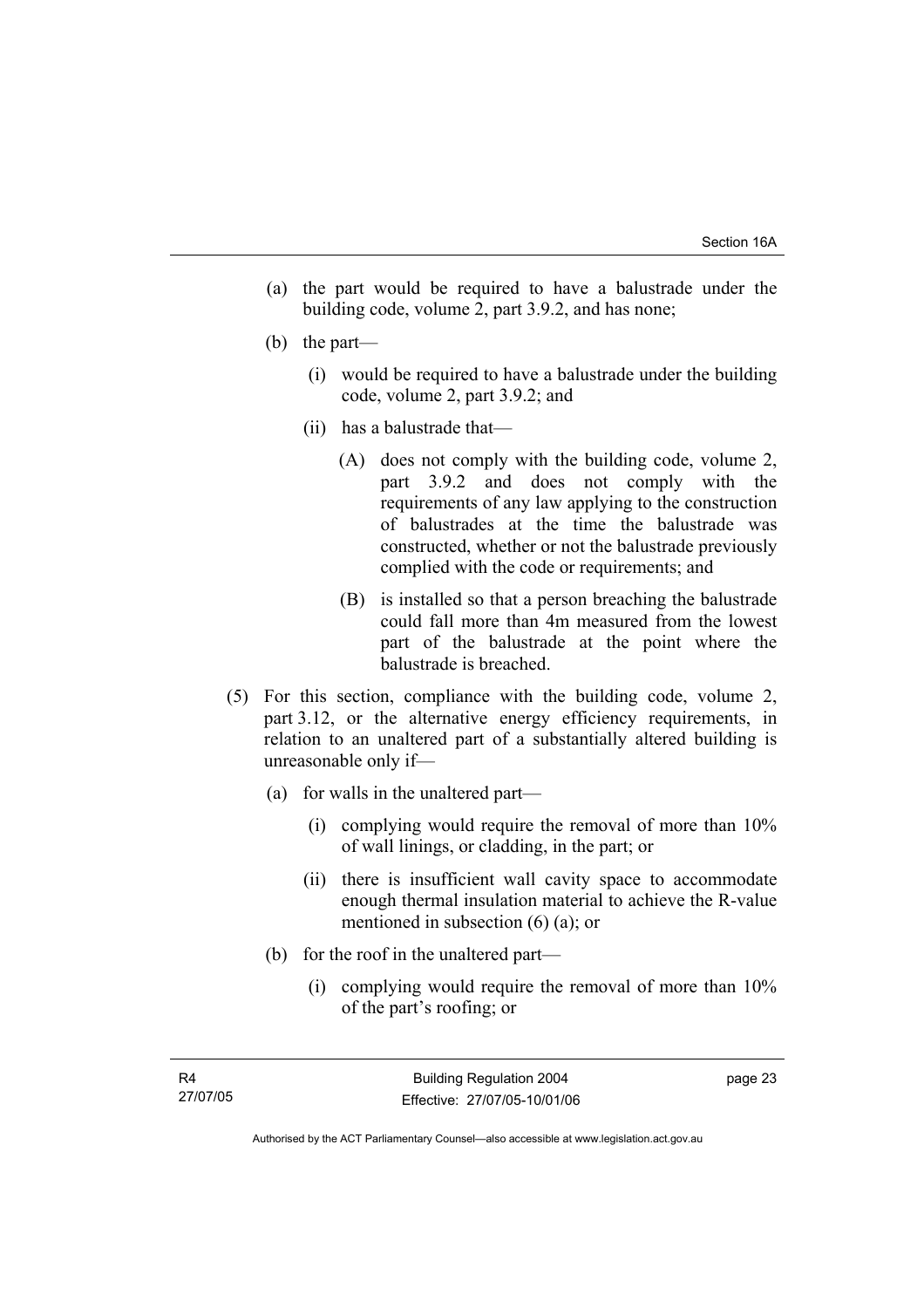(a) the part would be required to have a balustrade under the building code, volume 2, part 3.9.2, and has none;

(b) the part—

 (i) would be required to have a balustrade under the building code, volume 2, part 3.9.2; and

 (ii) has a balustrade that—

  (A) does not comply with the building code, volume 2, part 3.9.2 and does not comply with the requirements of any law applying to the construction of balustrades at the time the balustrade was constructed, whether or not the balustrade previously complied with the code or requirements; and

  (B) is installed so that a person breaching the balustrade could fall more than 4m measured from the lowest part of the balustrade at the point where the balustrade is breached.

(5) For this section, compliance with the building code, volume 2, part 3.12, or the alternative energy efficiency requirements, in relation to an unaltered part of a substantially altered building is unreasonable only if—

(a) for walls in the unaltered part—

 (i) complying would require the removal of more than 10% of wall linings, or cladding, in the part; or

 (ii) there is insufficient wall cavity space to accommodate enough thermal insulation material to achieve the R-value mentioned in subsection (6) (a); or

(b) for the roof in the unaltered part—

 (i) complying would require the removal of more than 10% of the part's roofing; or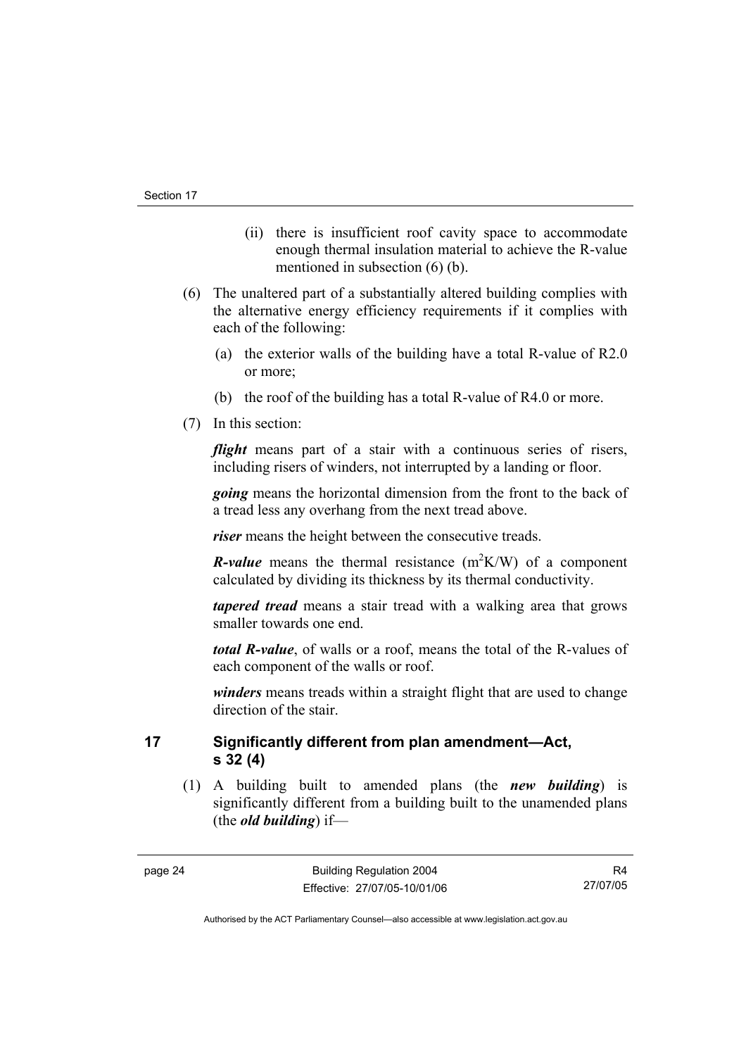(ii) there is insufficient roof cavity space to accommodate enough thermal insulation material to achieve the R-value mentioned in subsection (6) (b).

(6) The unaltered part of a substantially altered building complies with the alternative energy efficiency requirements if it complies with each of the following:

(a) the exterior walls of the building have a total R-value of R2.0 or more;

(b) the roof of the building has a total R-value of R4.0 or more.

(7) In this section:

***flight*** means part of a stair with a continuous series of risers, including risers of winders, not interrupted by a landing or floor.

***going*** means the horizontal dimension from the front to the back of a tread less any overhang from the next tread above.

***riser*** means the height between the consecutive treads.

***R-value*** means the thermal resistance ($m^2K/W$) of a component calculated by dividing its thickness by its thermal conductivity.

***tapered tread*** means a stair tread with a walking area that grows smaller towards one end.

***total R-value***, of walls or a roof, means the total of the R-values of each component of the walls or roof.

***winders*** means treads within a straight flight that are used to change direction of the stair.

## 17 Significantly different from plan amendment—Act, s 32 (4)

(1) A building built to amended plans (the ***new building***) is significantly different from a building built to the unamended plans (the ***old building***) if—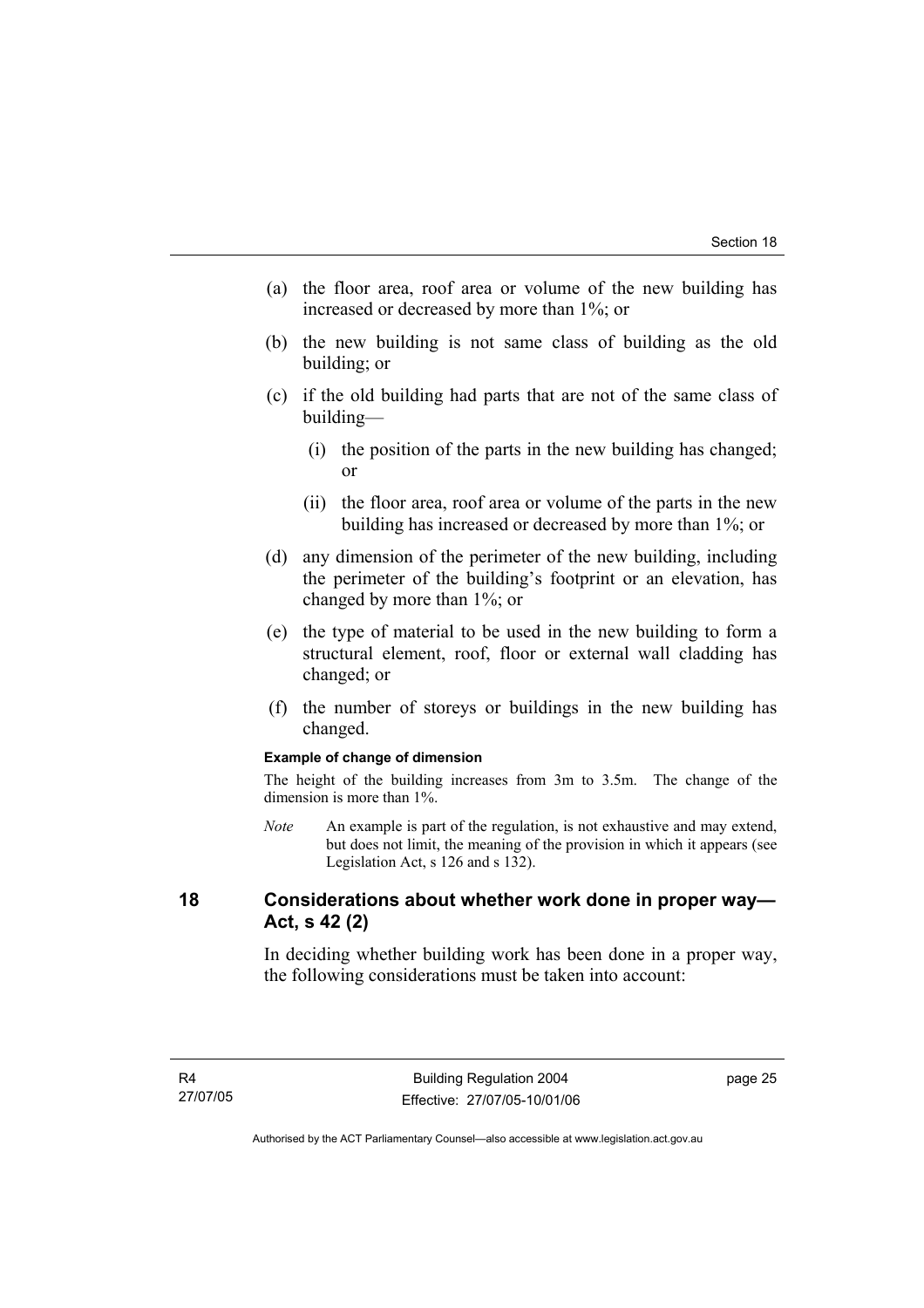(a) the floor area, roof area or volume of the new building has increased or decreased by more than 1%; or

(b) the new building is not same class of building as the old building; or

(c) if the old building had parts that are not of the same class of building—

  (i) the position of the parts in the new building has changed; or

  (ii) the floor area, roof area or volume of the parts in the new building has increased or decreased by more than 1%; or

(d) any dimension of the perimeter of the new building, including the perimeter of the building's footprint or an elevation, has changed by more than 1%; or

(e) the type of material to be used in the new building to form a structural element, roof, floor or external wall cladding has changed; or

(f) the number of storeys or buildings in the new building has changed.

**Example of change of dimension**

The height of the building increases from 3m to 3.5m. The change of the dimension is more than 1%.

*Note* An example is part of the regulation, is not exhaustive and may extend, but does not limit, the meaning of the provision in which it appears (see Legislation Act, s 126 and s 132).

## 18 Considerations about whether work done in proper way—Act, s 42 (2)

In deciding whether building work has been done in a proper way, the following considerations must be taken into account: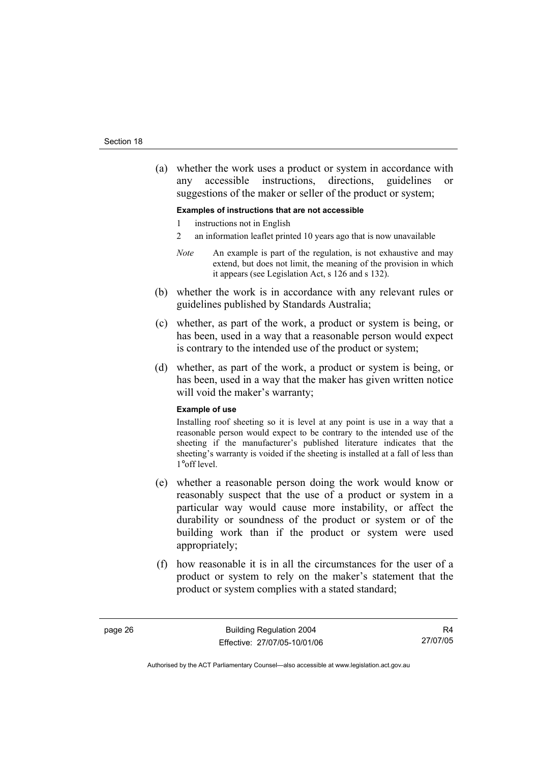(a) whether the work uses a product or system in accordance with any accessible instructions, directions, guidelines or suggestions of the maker or seller of the product or system;

**Examples of instructions that are not accessible**

1 instructions not in English

2 an information leaflet printed 10 years ago that is now unavailable

*Note* An example is part of the regulation, is not exhaustive and may extend, but does not limit, the meaning of the provision in which it appears (see Legislation Act, s 126 and s 132).

(b) whether the work is in accordance with any relevant rules or guidelines published by Standards Australia;

(c) whether, as part of the work, a product or system is being, or has been, used in a way that a reasonable person would expect is contrary to the intended use of the product or system;

(d) whether, as part of the work, a product or system is being, or has been, used in a way that the maker has given written notice will void the maker's warranty;

**Example of use**

Installing roof sheeting so it is level at any point is use in a way that a reasonable person would expect to be contrary to the intended use of the sheeting if the manufacturer's published literature indicates that the sheeting's warranty is voided if the sheeting is installed at a fall of less than 1°off level.

(e) whether a reasonable person doing the work would know or reasonably suspect that the use of a product or system in a particular way would cause more instability, or affect the durability or soundness of the product or system or of the building work than if the product or system were used appropriately;

(f) how reasonable it is in all the circumstances for the user of a product or system to rely on the maker's statement that the product or system complies with a stated standard;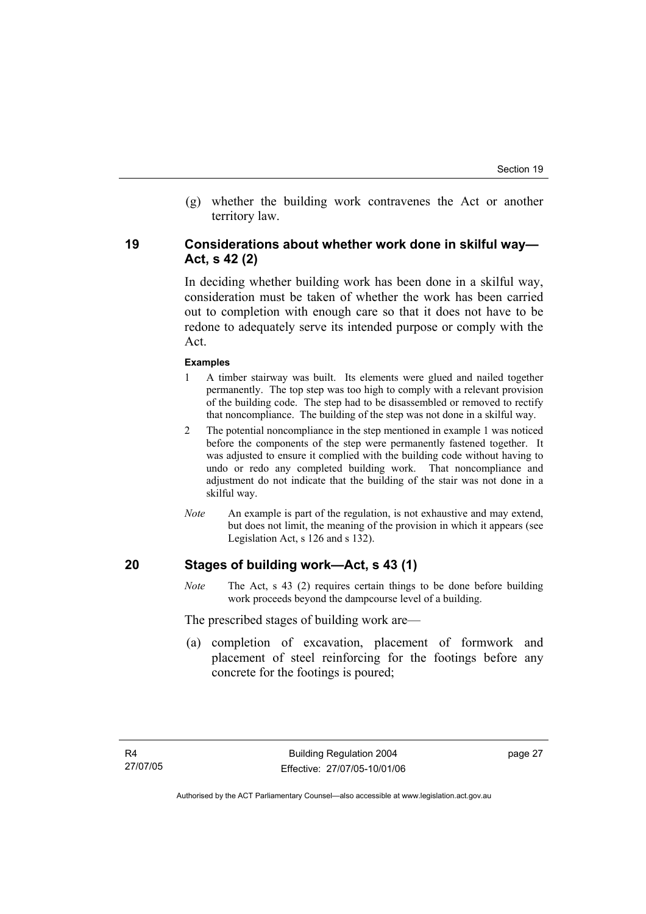(g) whether the building work contravenes the Act or another territory law.

## 19 Considerations about whether work done in skilful way—Act, s 42 (2)

In deciding whether building work has been done in a skilful way, consideration must be taken of whether the work has been carried out to completion with enough care so that it does not have to be redone to adequately serve its intended purpose or comply with the Act.

**Examples**

1. A timber stairway was built. Its elements were glued and nailed together permanently. The top step was too high to comply with a relevant provision of the building code. The step had to be disassembled or removed to rectify that noncompliance. The building of the step was not done in a skilful way.
2. The potential noncompliance in the step mentioned in example 1 was noticed before the components of the step were permanently fastened together. It was adjusted to ensure it complied with the building code without having to undo or redo any completed building work. That noncompliance and adjustment do not indicate that the building of the stair was not done in a skilful way.

*Note* An example is part of the regulation, is not exhaustive and may extend, but does not limit, the meaning of the provision in which it appears (see Legislation Act, s 126 and s 132).

## 20 Stages of building work—Act, s 43 (1)

*Note* The Act, s 43 (2) requires certain things to be done before building work proceeds beyond the dampcourse level of a building.

The prescribed stages of building work are—

(a) completion of excavation, placement of formwork and placement of steel reinforcing for the footings before any concrete for the footings is poured;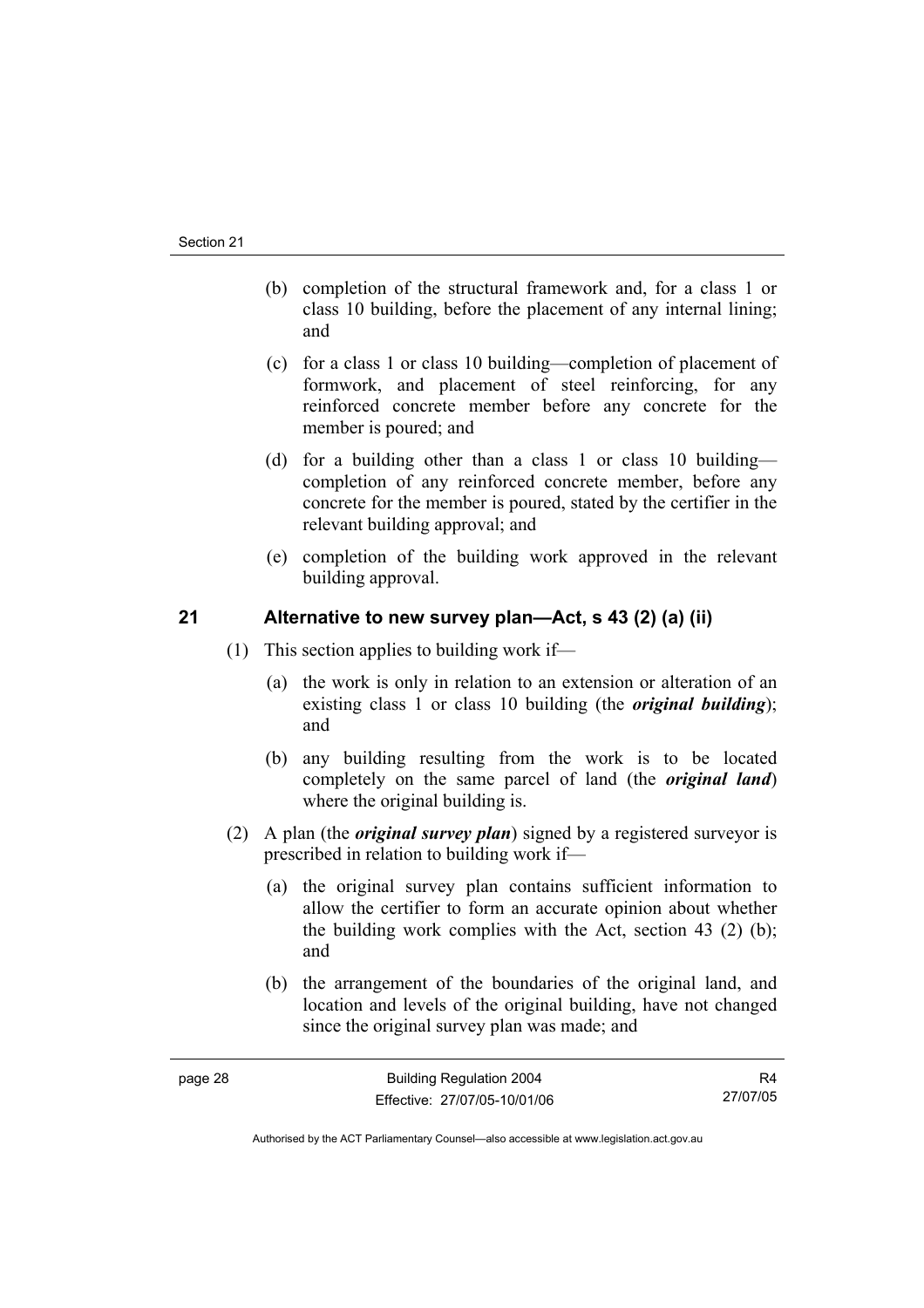(b) completion of the structural framework and, for a class 1 or class 10 building, before the placement of any internal lining; and

(c) for a class 1 or class 10 building—completion of placement of formwork, and placement of steel reinforcing, for any reinforced concrete member before any concrete for the member is poured; and

(d) for a building other than a class 1 or class 10 building—completion of any reinforced concrete member, before any concrete for the member is poured, stated by the certifier in the relevant building approval; and

(e) completion of the building work approved in the relevant building approval.

## 21 Alternative to new survey plan—Act, s 43 (2) (a) (ii)

(1) This section applies to building work if—

(a) the work is only in relation to an extension or alteration of an existing class 1 or class 10 building (the ***original building***); and

(b) any building resulting from the work is to be located completely on the same parcel of land (the ***original land***) where the original building is.

(2) A plan (the ***original survey plan***) signed by a registered surveyor is prescribed in relation to building work if—

(a) the original survey plan contains sufficient information to allow the certifier to form an accurate opinion about whether the building work complies with the Act, section 43 (2) (b); and

(b) the arrangement of the boundaries of the original land, and location and levels of the original building, have not changed since the original survey plan was made; and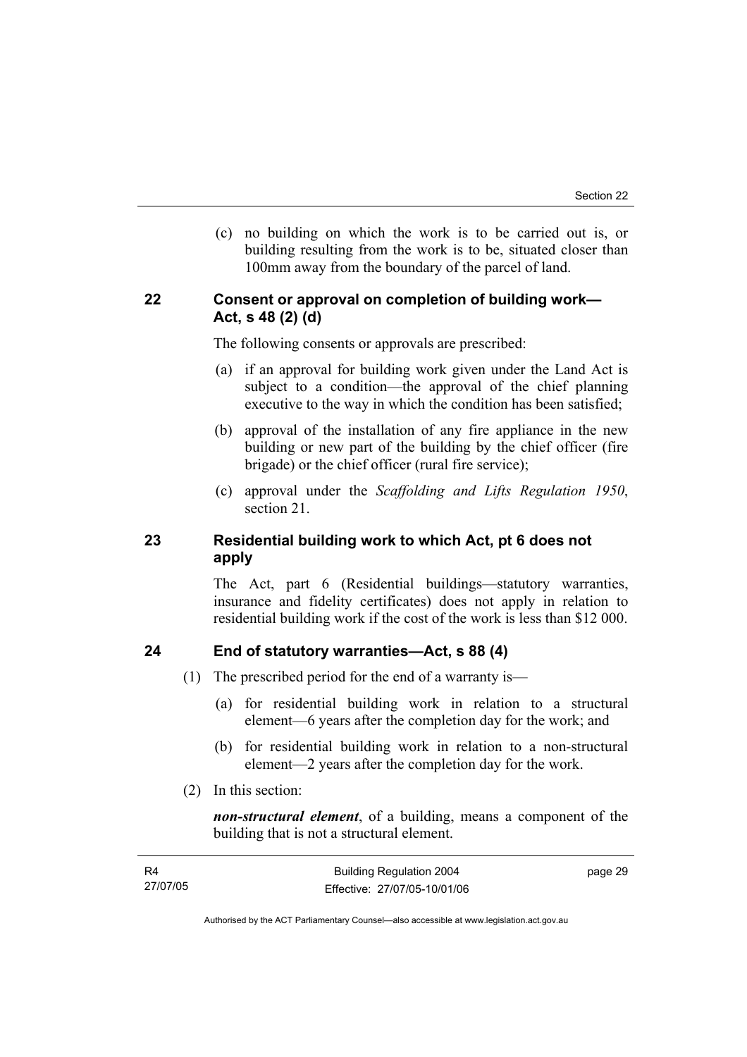(c) no building on which the work is to be carried out is, or building resulting from the work is to be, situated closer than 100mm away from the boundary of the parcel of land.

## 22 Consent or approval on completion of building work—Act, s 48 (2) (d)

The following consents or approvals are prescribed:

(a) if an approval for building work given under the Land Act is subject to a condition—the approval of the chief planning executive to the way in which the condition has been satisfied;

(b) approval of the installation of any fire appliance in the new building or new part of the building by the chief officer (fire brigade) or the chief officer (rural fire service);

(c) approval under the *Scaffolding and Lifts Regulation 1950*, section 21.

## 23 Residential building work to which Act, pt 6 does not apply

The Act, part 6 (Residential buildings—statutory warranties, insurance and fidelity certificates) does not apply in relation to residential building work if the cost of the work is less than $12 000.

## 24 End of statutory warranties—Act, s 88 (4)

(1) The prescribed period for the end of a warranty is—

(a) for residential building work in relation to a structural element—6 years after the completion day for the work; and

(b) for residential building work in relation to a non-structural element—2 years after the completion day for the work.

(2) In this section:

***non-structural element***, of a building, means a component of the building that is not a structural element.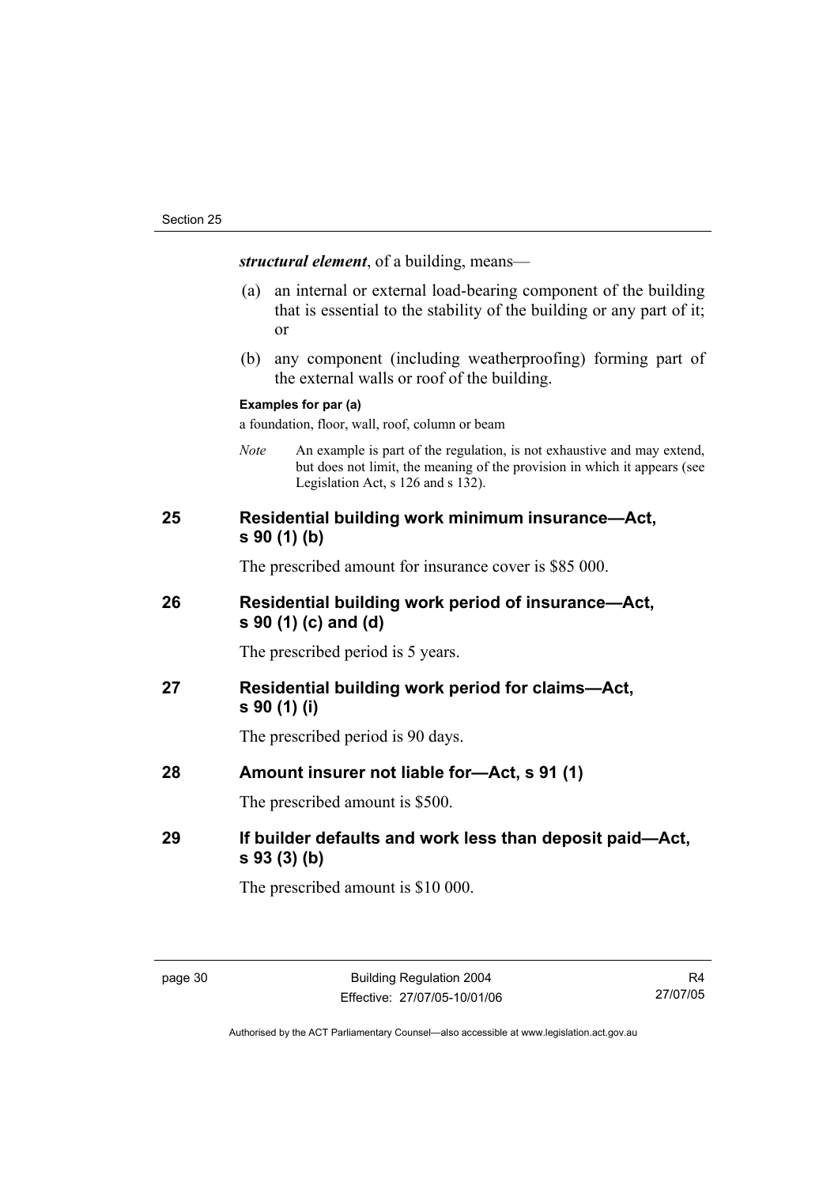***structural element***, of a building, means—

(a) an internal or external load-bearing component of the building that is essential to the stability of the building or any part of it; or

(b) any component (including weatherproofing) forming part of the external walls or roof of the building.

**Examples for par (a)**

a foundation, floor, wall, roof, column or beam

*Note* An example is part of the regulation, is not exhaustive and may extend, but does not limit, the meaning of the provision in which it appears (see Legislation Act, s 126 and s 132).

## 25 Residential building work minimum insurance—Act, s 90 (1) (b)

The prescribed amount for insurance cover is $85 000.

## 26 Residential building work period of insurance—Act, s 90 (1) (c) and (d)

The prescribed period is 5 years.

## 27 Residential building work period for claims—Act, s 90 (1) (i)

The prescribed period is 90 days.

## 28 Amount insurer not liable for—Act, s 91 (1)

The prescribed amount is $500.

## 29 If builder defaults and work less than deposit paid—Act, s 93 (3) (b)

The prescribed amount is $10 000.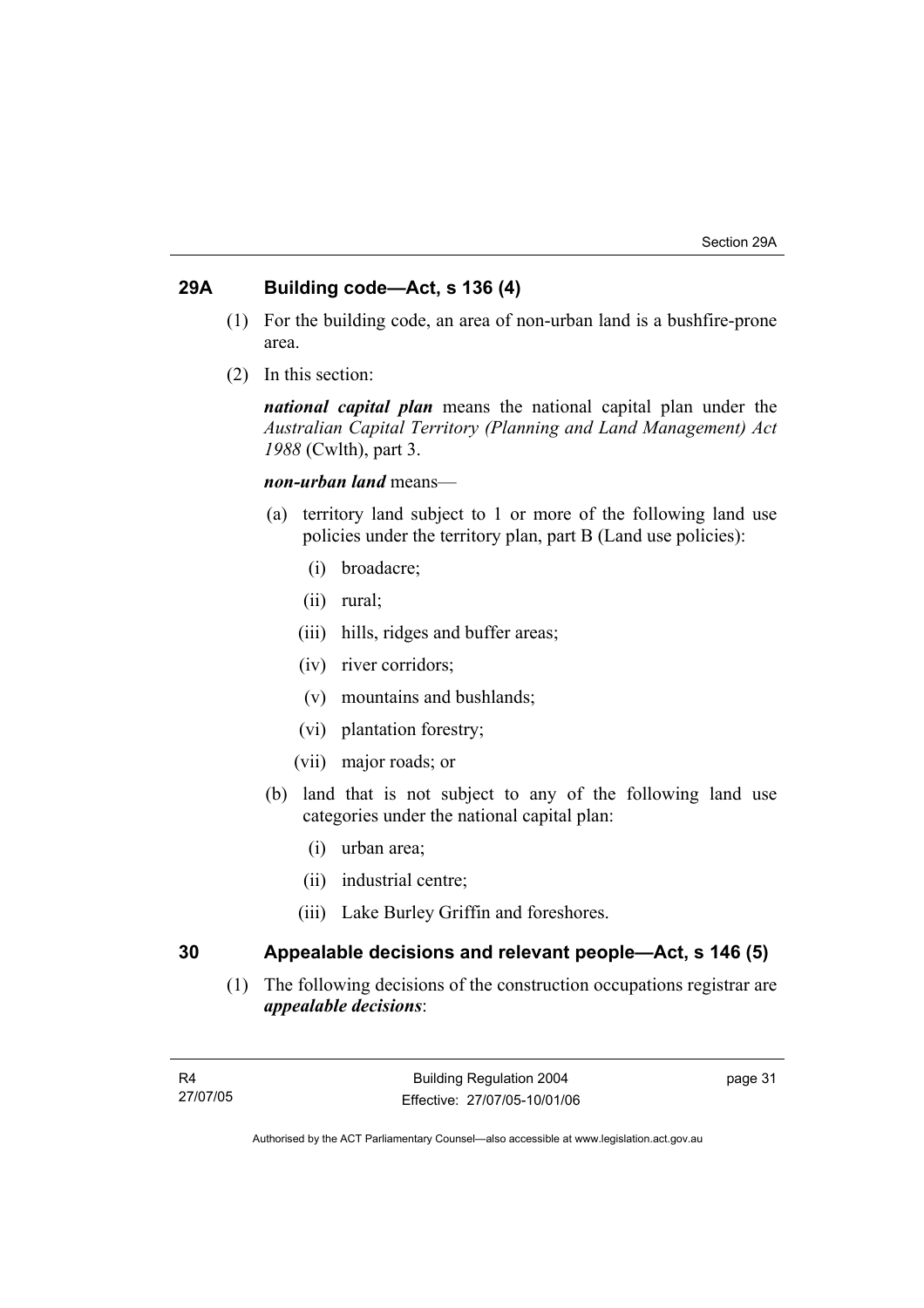## 29A Building code—Act, s 136 (4)

(1) For the building code, an area of non-urban land is a bushfire-prone area.

(2) In this section:

***national capital plan*** means the national capital plan under the *Australian Capital Territory (Planning and Land Management) Act 1988* (Cwlth), part 3.

***non-urban land*** means—

(a) territory land subject to 1 or more of the following land use policies under the territory plan, part B (Land use policies):

(i) broadacre;

(ii) rural;

(iii) hills, ridges and buffer areas;

(iv) river corridors;

(v) mountains and bushlands;

(vi) plantation forestry;

(vii) major roads; or

(b) land that is not subject to any of the following land use categories under the national capital plan:

(i) urban area;

(ii) industrial centre;

(iii) Lake Burley Griffin and foreshores.

## 30 Appealable decisions and relevant people—Act, s 146 (5)

(1) The following decisions of the construction occupations registrar are ***appealable decisions***: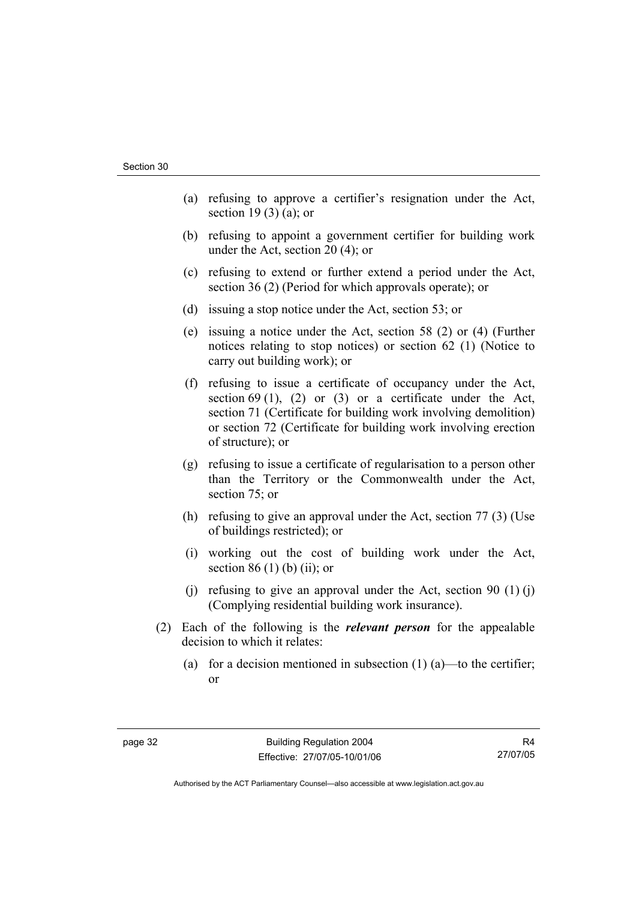(a) refusing to approve a certifier's resignation under the Act, section 19 (3) (a); or

(b) refusing to appoint a government certifier for building work under the Act, section 20 (4); or

(c) refusing to extend or further extend a period under the Act, section 36 (2) (Period for which approvals operate); or

(d) issuing a stop notice under the Act, section 53; or

(e) issuing a notice under the Act, section 58 (2) or (4) (Further notices relating to stop notices) or section 62 (1) (Notice to carry out building work); or

(f) refusing to issue a certificate of occupancy under the Act, section 69 (1), (2) or (3) or a certificate under the Act, section 71 (Certificate for building work involving demolition) or section 72 (Certificate for building work involving erection of structure); or

(g) refusing to issue a certificate of regularisation to a person other than the Territory or the Commonwealth under the Act, section 75; or

(h) refusing to give an approval under the Act, section 77 (3) (Use of buildings restricted); or

(i) working out the cost of building work under the Act, section 86 (1) (b) (ii); or

(j) refusing to give an approval under the Act, section 90 (1) (j) (Complying residential building work insurance).

(2) Each of the following is the ***relevant person*** for the appealable decision to which it relates:

(a) for a decision mentioned in subsection (1) (a)—to the certifier; or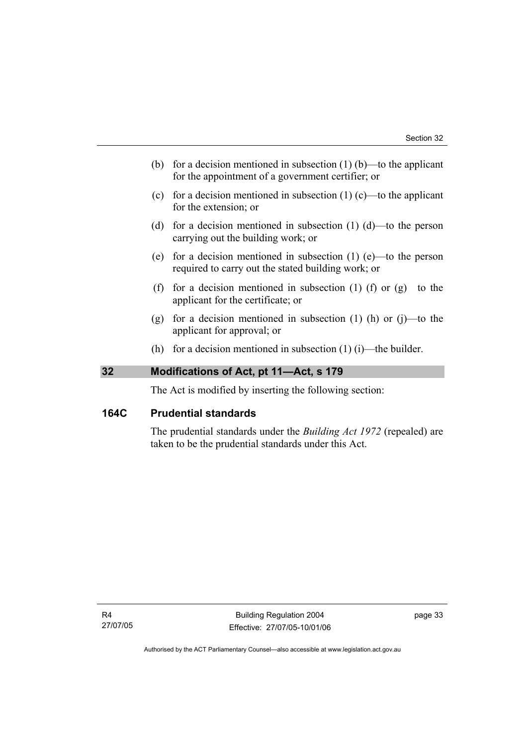(b) for a decision mentioned in subsection (1) (b)—to the applicant for the appointment of a government certifier; or

(c) for a decision mentioned in subsection (1) (c)—to the applicant for the extension; or

(d) for a decision mentioned in subsection (1) (d)—to the person carrying out the building work; or

(e) for a decision mentioned in subsection (1) (e)—to the person required to carry out the stated building work; or

(f) for a decision mentioned in subsection (1) (f) or (g) to the applicant for the certificate; or

(g) for a decision mentioned in subsection (1) (h) or (j)—to the applicant for approval; or

(h) for a decision mentioned in subsection (1) (i)—the builder.

## 32 Modifications of Act, pt 11—Act, s 179

The Act is modified by inserting the following section:

### 164C Prudential standards

The prudential standards under the *Building Act 1972* (repealed) are taken to be the prudential standards under this Act.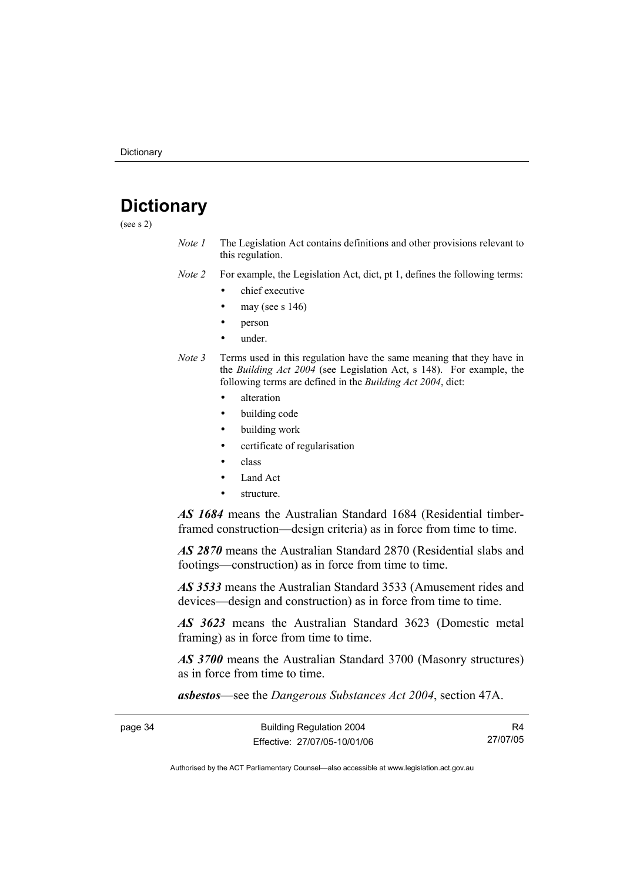# Dictionary

(see s 2)

*Note 1* The Legislation Act contains definitions and other provisions relevant to this regulation.

*Note 2* For example, the Legislation Act, dict, pt 1, defines the following terms:

- chief executive
- may (see s 146)
- person
- under.

*Note 3* Terms used in this regulation have the same meaning that they have in the *Building Act 2004* (see Legislation Act, s 148). For example, the following terms are defined in the *Building Act 2004*, dict:

- alteration
- building code
- building work
- certificate of regularisation
- class
- Land Act
- structure.

***AS 1684*** means the Australian Standard 1684 (Residential timber-framed construction—design criteria) as in force from time to time.

***AS 2870*** means the Australian Standard 2870 (Residential slabs and footings—construction) as in force from time to time.

***AS 3533*** means the Australian Standard 3533 (Amusement rides and devices—design and construction) as in force from time to time.

***AS 3623*** means the Australian Standard 3623 (Domestic metal framing) as in force from time to time.

***AS 3700*** means the Australian Standard 3700 (Masonry structures) as in force from time to time.

***asbestos***—see the *Dangerous Substances Act 2004*, section 47A.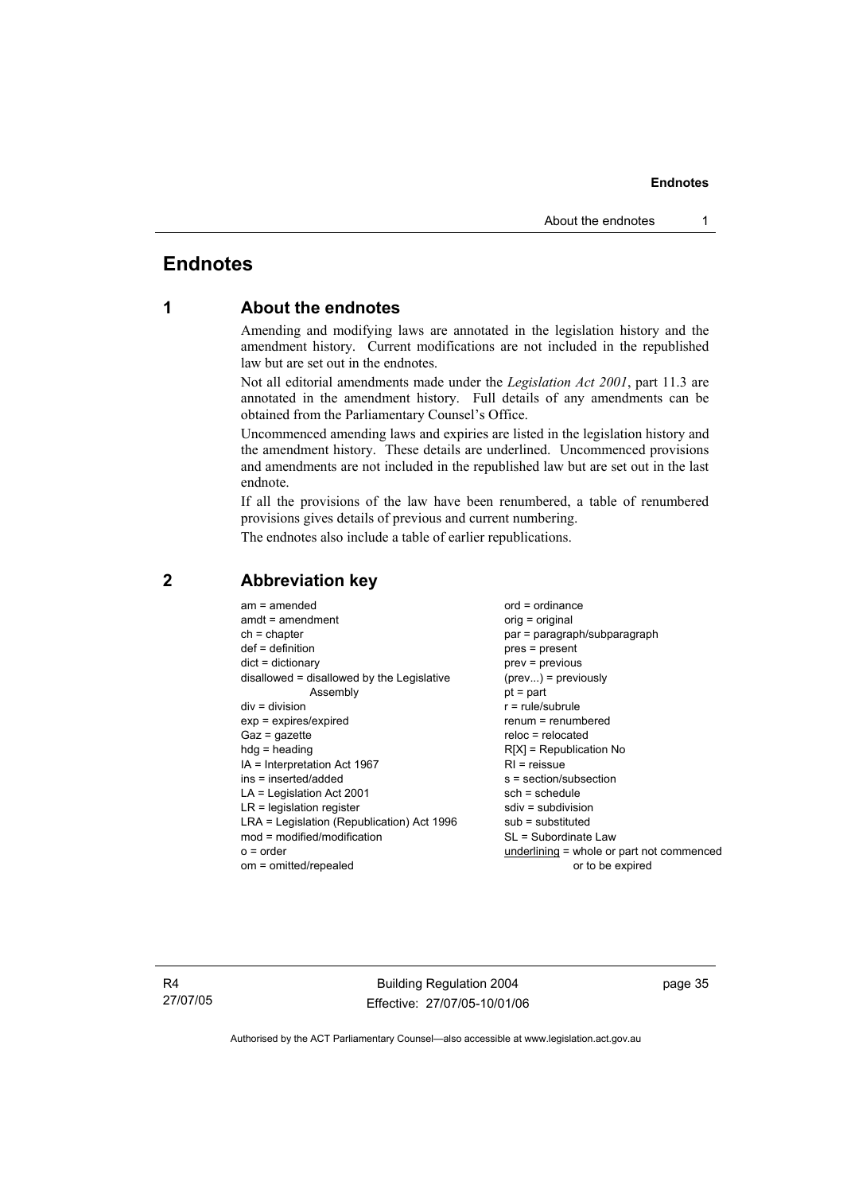# Endnotes

## 1 About the endnotes

Amending and modifying laws are annotated in the legislation history and the amendment history. Current modifications are not included in the republished law but are set out in the endnotes.

Not all editorial amendments made under the *Legislation Act 2001*, part 11.3 are annotated in the amendment history. Full details of any amendments can be obtained from the Parliamentary Counsel's Office.

Uncommenced amending laws and expiries are listed in the legislation history and the amendment history. These details are underlined. Uncommenced provisions and amendments are not included in the republished law but are set out in the last endnote.

If all the provisions of the law have been renumbered, a table of renumbered provisions gives details of previous and current numbering.

The endnotes also include a table of earlier republications.

## 2 Abbreviation key

am = amended
amdt = amendment
ch = chapter
def = definition
dict = dictionary
disallowed = disallowed by the Legislative Assembly
div = division
exp = expires/expired
Gaz = gazette
hdg = heading
IA = Interpretation Act 1967
ins = inserted/added
LA = Legislation Act 2001
LR = legislation register
LRA = Legislation (Republication) Act 1996
mod = modified/modification
o = order
om = omitted/repealed
ord = ordinance
orig = original
par = paragraph/subparagraph
pres = present
prev = previous
(prev...) = previously
pt = part
r = rule/subrule
renum = renumbered
reloc = relocated
R[X] = Republication No
RI = reissue
s = section/subsection
sch = schedule
sdiv = subdivision
sub = substituted
SL = Subordinate Law
underlining = whole or part not commenced or to be expired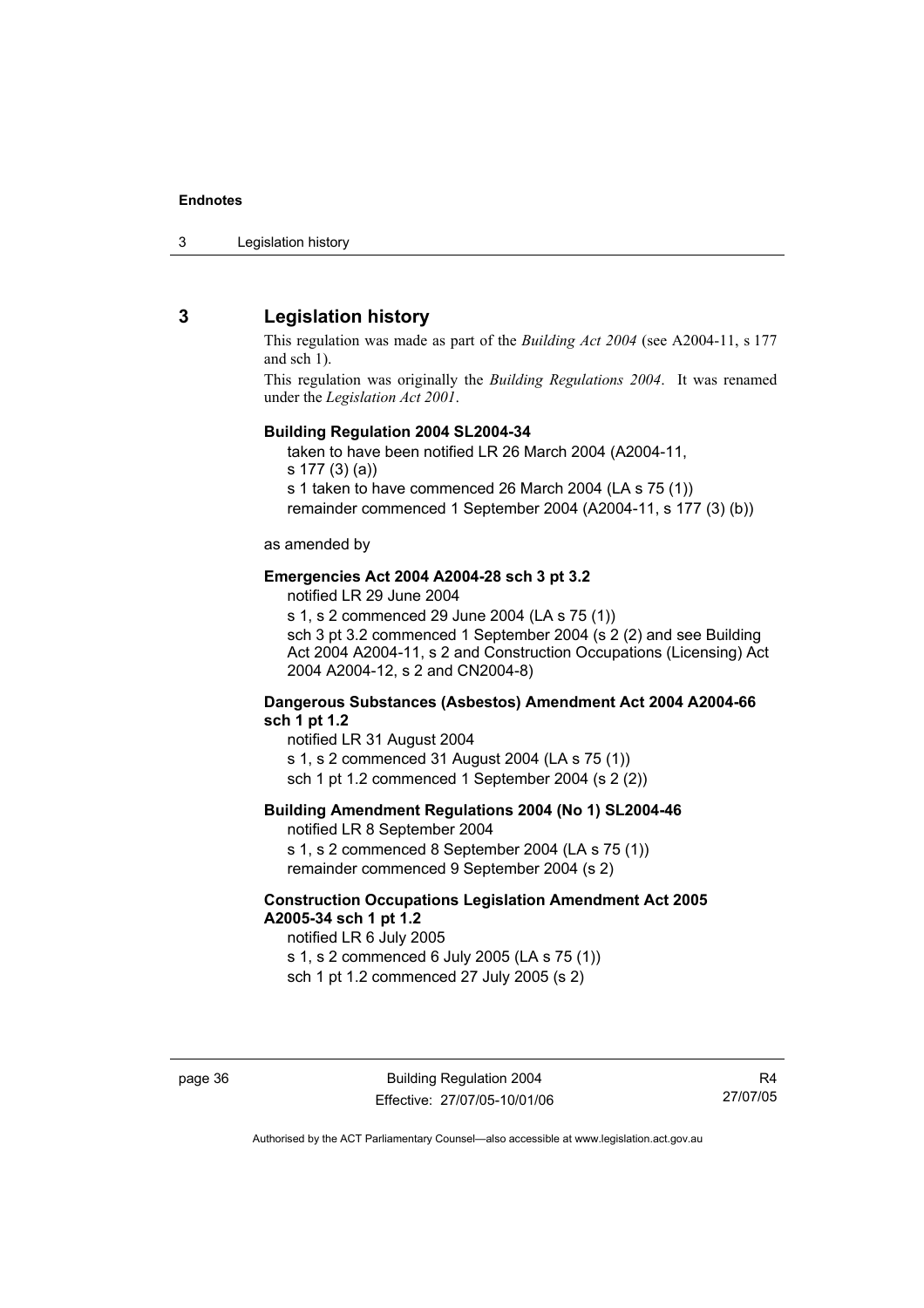## 3 Legislation history

This regulation was made as part of the *Building Act 2004* (see A2004-11, s 177 and sch 1).

This regulation was originally the *Building Regulations 2004*. It was renamed under the *Legislation Act 2001*.

**Building Regulation 2004 SL2004-34**

taken to have been notified LR 26 March 2004 (A2004-11, s 177 (3) (a))
s 1 taken to have commenced 26 March 2004 (LA s 75 (1))
remainder commenced 1 September 2004 (A2004-11, s 177 (3) (b))

as amended by

**Emergencies Act 2004 A2004-28 sch 3 pt 3.2**

notified LR 29 June 2004
s 1, s 2 commenced 29 June 2004 (LA s 75 (1))
sch 3 pt 3.2 commenced 1 September 2004 (s 2 (2) and see Building Act 2004 A2004-11, s 2 and Construction Occupations (Licensing) Act 2004 A2004-12, s 2 and CN2004-8)

**Dangerous Substances (Asbestos) Amendment Act 2004 A2004-66 sch 1 pt 1.2**

notified LR 31 August 2004
s 1, s 2 commenced 31 August 2004 (LA s 75 (1))
sch 1 pt 1.2 commenced 1 September 2004 (s 2 (2))

**Building Amendment Regulations 2004 (No 1) SL2004-46**

notified LR 8 September 2004
s 1, s 2 commenced 8 September 2004 (LA s 75 (1))
remainder commenced 9 September 2004 (s 2)

**Construction Occupations Legislation Amendment Act 2005 A2005-34 sch 1 pt 1.2**

notified LR 6 July 2005
s 1, s 2 commenced 6 July 2005 (LA s 75 (1))
sch 1 pt 1.2 commenced 27 July 2005 (s 2)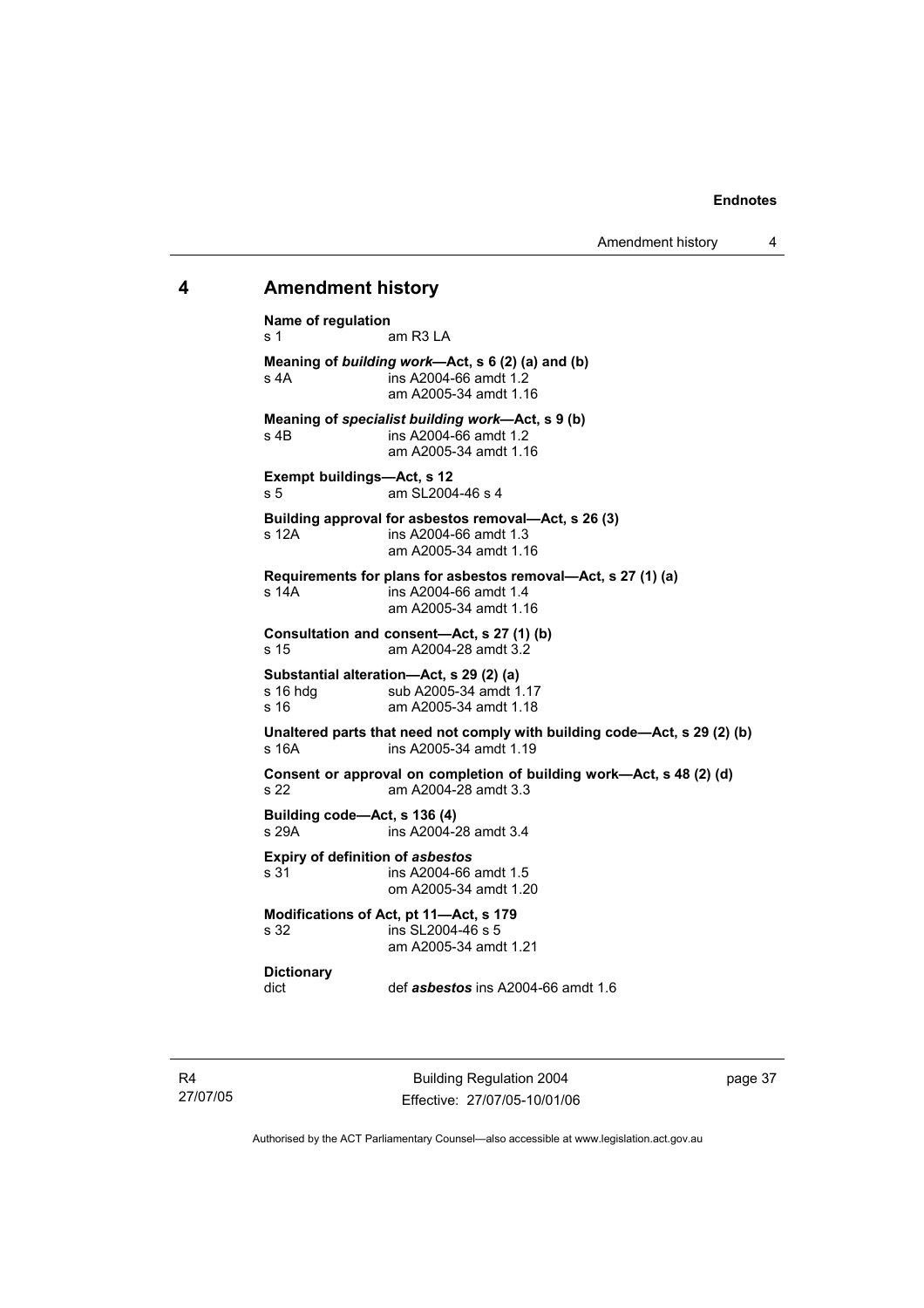## 4 Amendment history

**Name of regulation**
s 1 am R3 LA

**Meaning of *building work*—Act, s 6 (2) (a) and (b)**
s 4A ins A2004-66 amdt 1.2
am A2005-34 amdt 1.16

**Meaning of *specialist building work*—Act, s 9 (b)**
s 4B ins A2004-66 amdt 1.2
am A2005-34 amdt 1.16

**Exempt buildings—Act, s 12**
s 5 am SL2004-46 s 4

**Building approval for asbestos removal—Act, s 26 (3)**
s 12A ins A2004-66 amdt 1.3
am A2005-34 amdt 1.16

**Requirements for plans for asbestos removal—Act, s 27 (1) (a)**
s 14A ins A2004-66 amdt 1.4
am A2005-34 amdt 1.16

**Consultation and consent—Act, s 27 (1) (b)**
s 15 am A2004-28 amdt 3.2

**Substantial alteration—Act, s 29 (2) (a)**
s 16 hdg sub A2005-34 amdt 1.17
s 16 am A2005-34 amdt 1.18

**Unaltered parts that need not comply with building code—Act, s 29 (2) (b)**
s 16A ins A2005-34 amdt 1.19

**Consent or approval on completion of building work—Act, s 48 (2) (d)**
s 22 am A2004-28 amdt 3.3

**Building code—Act, s 136 (4)**
s 29A ins A2004-28 amdt 3.4

**Expiry of definition of *asbestos***
s 31 ins A2004-66 amdt 1.5
om A2005-34 amdt 1.20

**Modifications of Act, pt 11—Act, s 179**
s 32 ins SL2004-46 s 5
am A2005-34 amdt 1.21

**Dictionary**
dict def ***asbestos*** ins A2004-66 amdt 1.6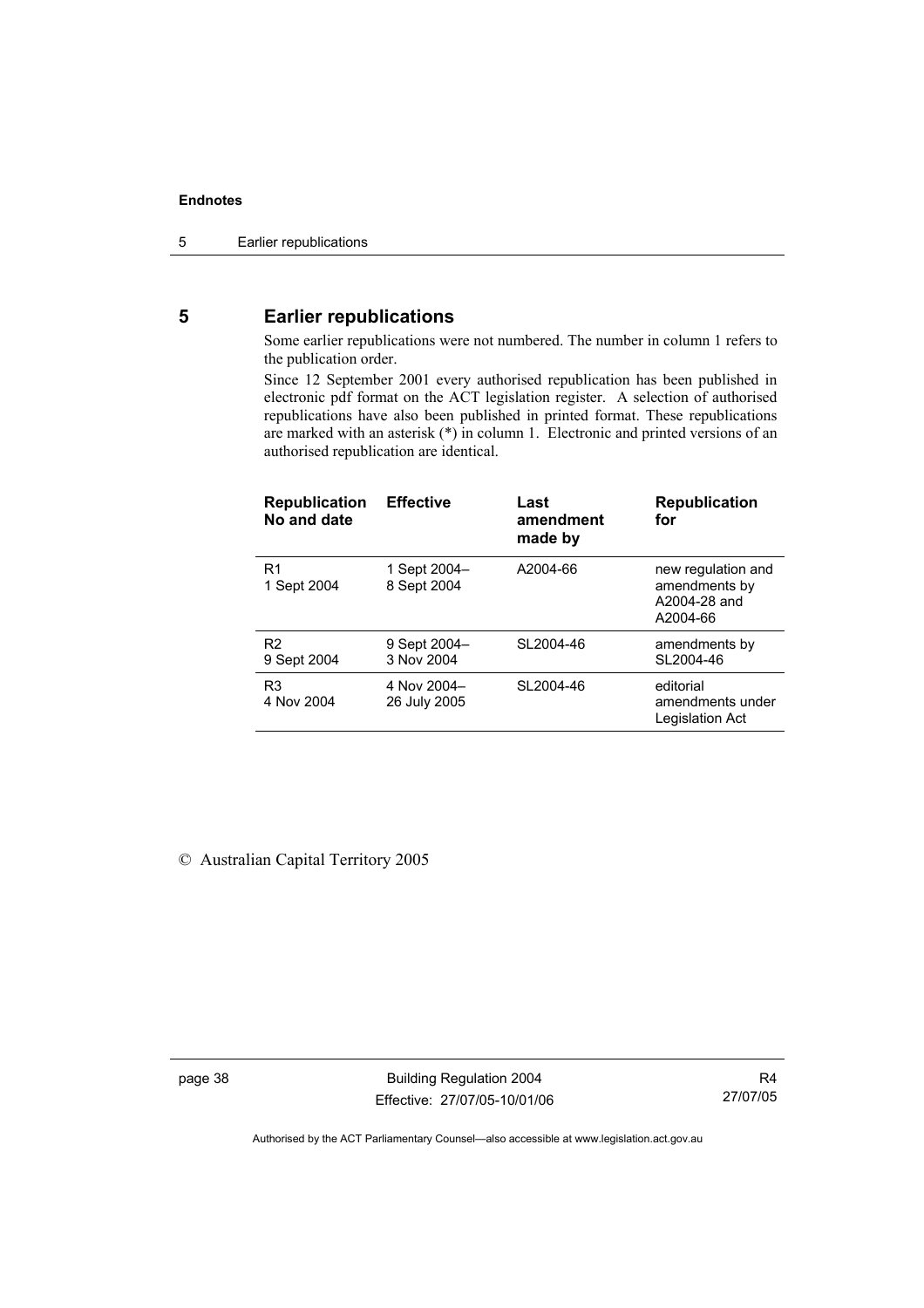## 5 Earlier republications

Some earlier republications were not numbered. The number in column 1 refers to the publication order.

Since 12 September 2001 every authorised republication has been published in electronic pdf format on the ACT legislation register. A selection of authorised republications have also been published in printed format. These republications are marked with an asterisk (*) in column 1. Electronic and printed versions of an authorised republication are identical.

| Republication No and date | Effective | Last amendment made by | Republication for |
|---|---|---|---|
| R1 1 Sept 2004 | 1 Sept 2004– 8 Sept 2004 | A2004-66 | new regulation and amendments by A2004-28 and A2004-66 |
| R2 9 Sept 2004 | 9 Sept 2004– 3 Nov 2004 | SL2004-46 | amendments by SL2004-46 |
| R3 4 Nov 2004 | 4 Nov 2004– 26 July 2005 | SL2004-46 | editorial amendments under Legislation Act |

© Australian Capital Territory 2005